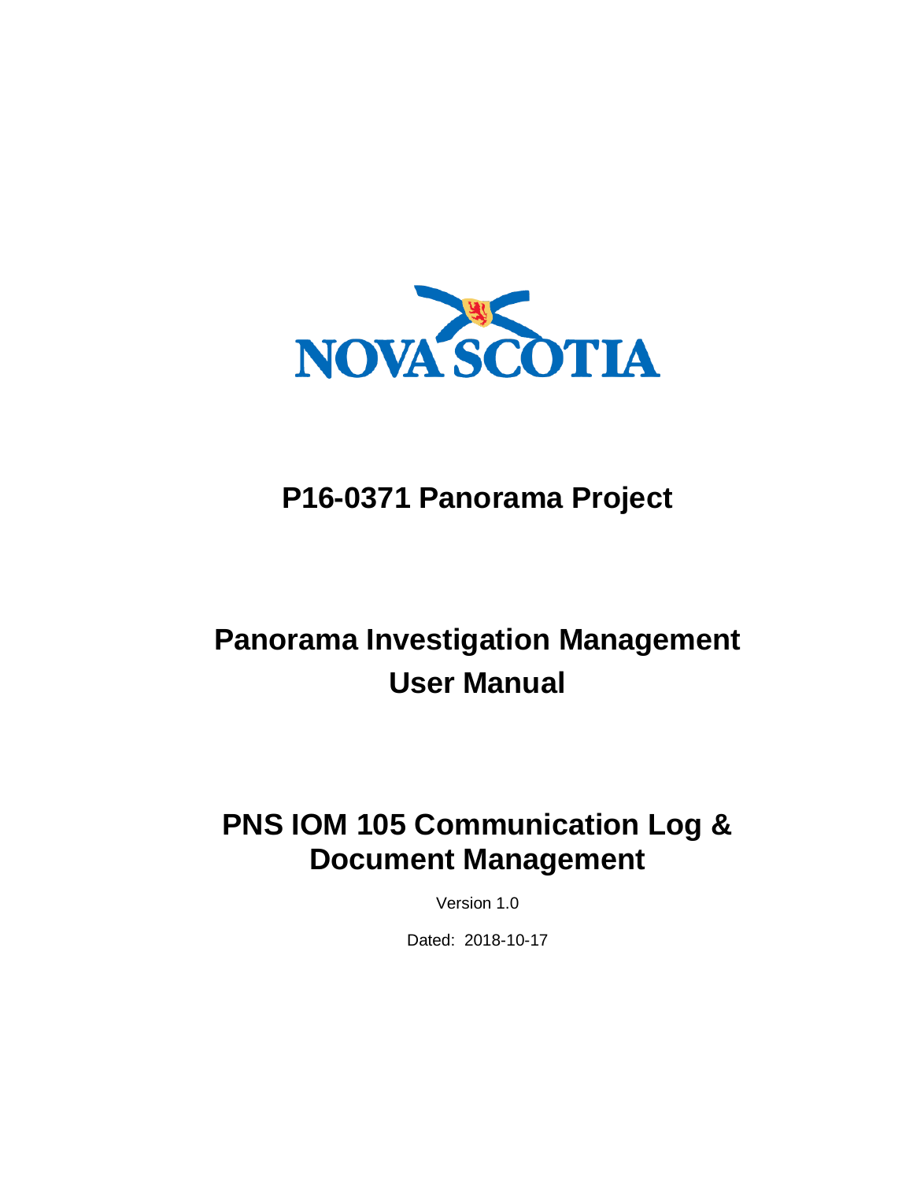# P16-0371 Panorama Project

# Panorama Investigation Management User Manual

# PNS IOM 105 Communication Log & Document Management

Version 1.0

Dated: 2018-10-17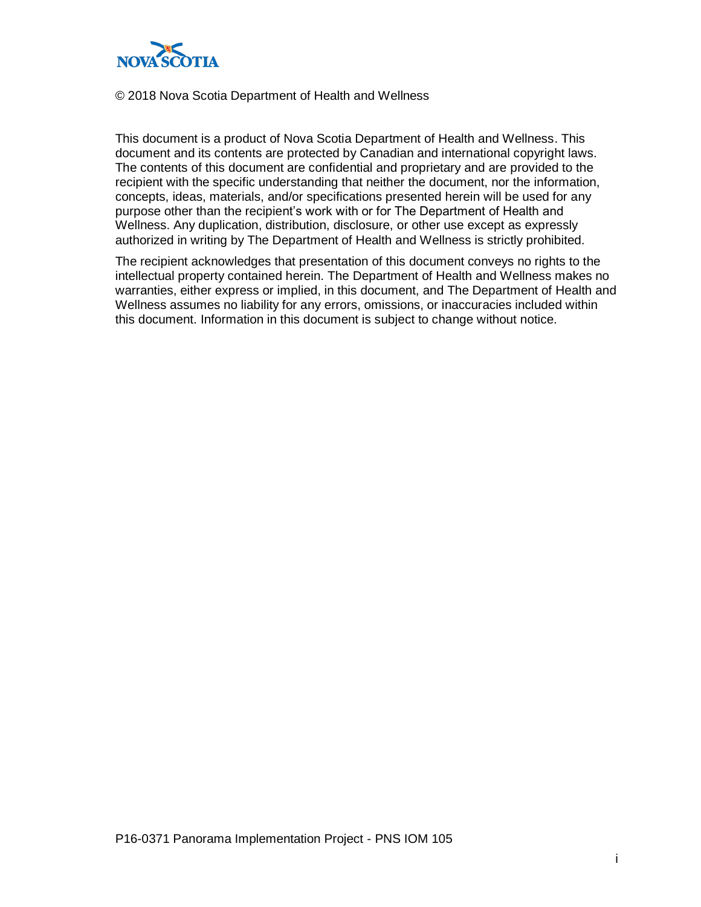© 2018 Nova Scotia Department of Health and Wellness

This document is a product of Nova Scotia Department of Health and Wellness. This document and its contents are protected by Canadian and international copyright laws. The contents of this document are confidential and proprietary and are provided to the recipient with the specific understanding that neither the document, nor the information, concepts, ideas, materials, and/or specifications presented herein will be used for any purpose other than the recipient's work with or for The Department of Health and Wellness. Any duplication, distribution, disclosure, or other use except as expressly authorized in writing by The Department of Health and Wellness is strictly prohibited.

The recipient acknowledges that presentation of this document conveys no rights to the intellectual property contained herein. The Department of Health and Wellness makes no warranties, either express or implied, in this document, and The Department of Health and Wellness assumes no liability for any errors, omissions, or inaccuracies included within this document. Information in this document is subject to change without notice.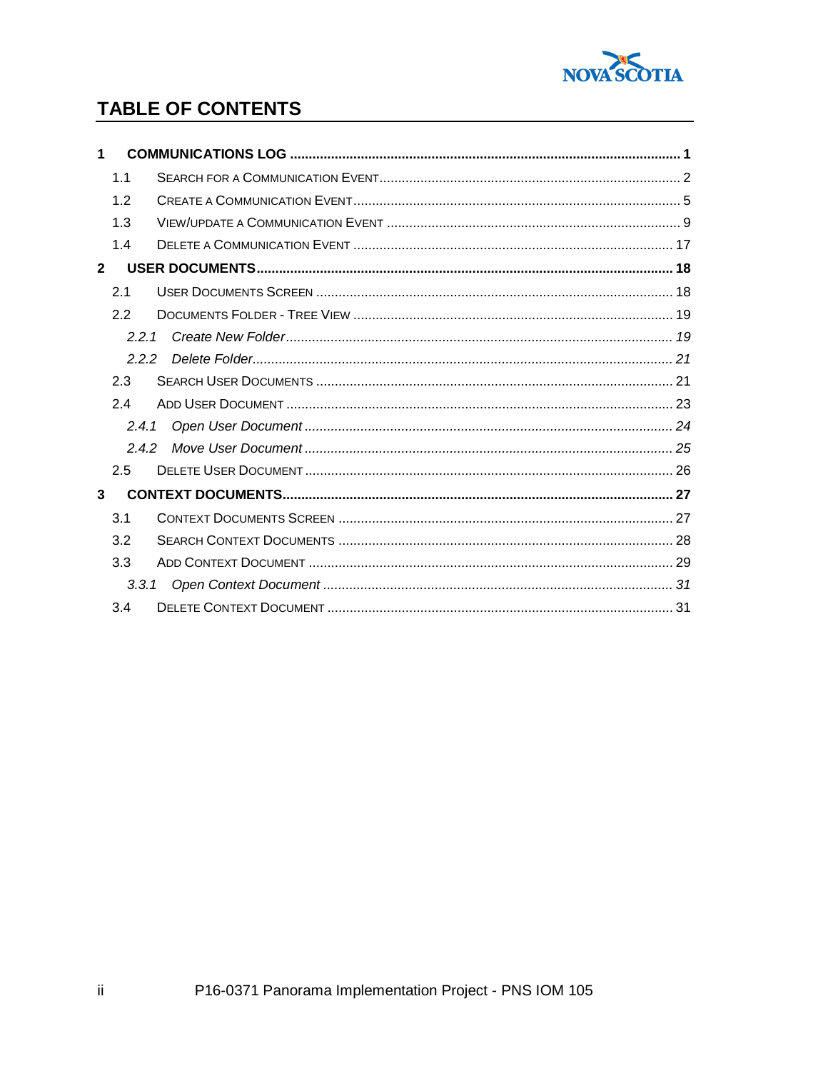# TABLE OF CONTENTS

**1 COMMUNICATIONS LOG .......... 1**

- 1.1 SEARCH FOR A COMMUNICATION EVENT .......... 2
- 1.2 CREATE A COMMUNICATION EVENT .......... 5
- 1.3 VIEW/UPDATE A COMMUNICATION EVENT .......... 9
- 1.4 DELETE A COMMUNICATION EVENT .......... 17

**2 USER DOCUMENTS .......... 18**

- 2.1 USER DOCUMENTS SCREEN .......... 18
- 2.2 DOCUMENTS FOLDER - TREE VIEW .......... 19
  - *2.2.1 Create New Folder .......... 19*
  - *2.2.2 Delete Folder .......... 21*
- 2.3 SEARCH USER DOCUMENTS .......... 21
- 2.4 ADD USER DOCUMENT .......... 23
  - *2.4.1 Open User Document .......... 24*
  - *2.4.2 Move User Document .......... 25*
- 2.5 DELETE USER DOCUMENT .......... 26

**3 CONTEXT DOCUMENTS .......... 27**

- 3.1 CONTEXT DOCUMENTS SCREEN .......... 27
- 3.2 SEARCH CONTEXT DOCUMENTS .......... 28
- 3.3 ADD CONTEXT DOCUMENT .......... 29
  - *3.3.1 Open Context Document .......... 31*
- 3.4 DELETE CONTEXT DOCUMENT .......... 31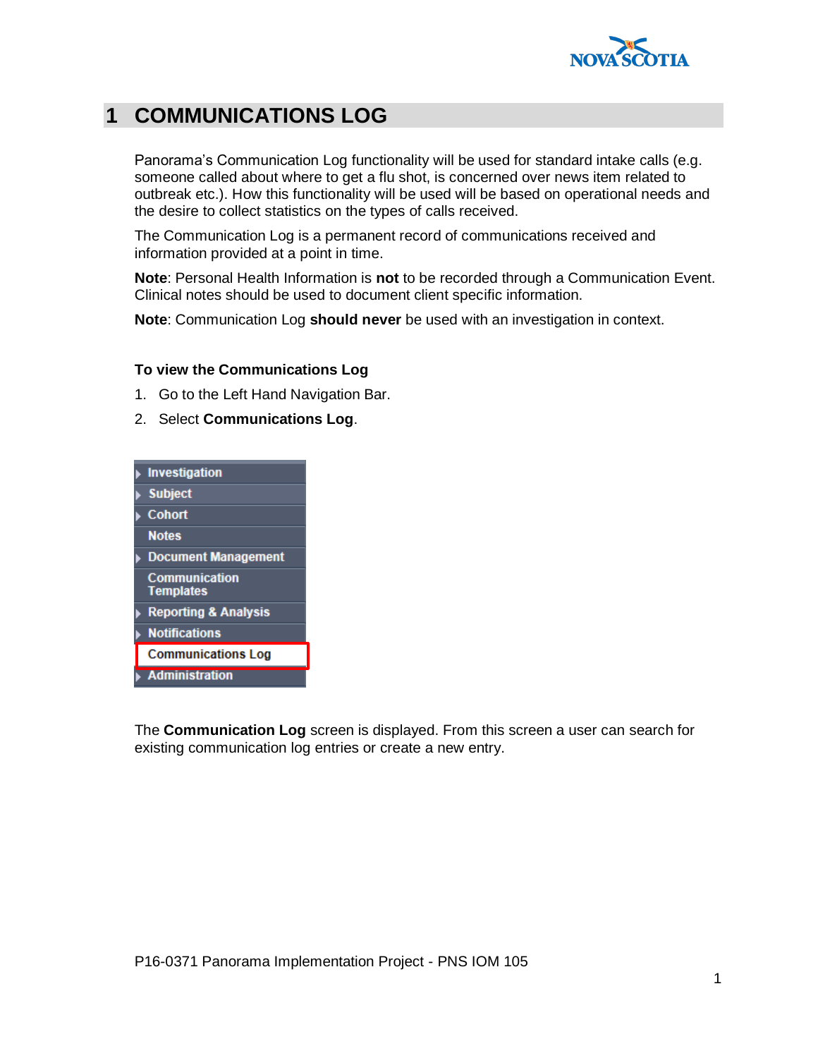# 1 COMMUNICATIONS LOG

Panorama's Communication Log functionality will be used for standard intake calls (e.g. someone called about where to get a flu shot, is concerned over news item related to outbreak etc.). How this functionality will be used will be based on operational needs and the desire to collect statistics on the types of calls received.

The Communication Log is a permanent record of communications received and information provided at a point in time.

**Note**: Personal Health Information is **not** to be recorded through a Communication Event. Clinical notes should be used to document client specific information.

**Note**: Communication Log **should never** be used with an investigation in context.

**To view the Communications Log**

1. Go to the Left Hand Navigation Bar.
2. Select **Communications Log**.

Investigation
Subject
Cohort
Notes
Document Management
Communication Templates
Reporting & Analysis
Notifications
Communications Log
Administration

The **Communication Log** screen is displayed. From this screen a user can search for existing communication log entries or create a new entry.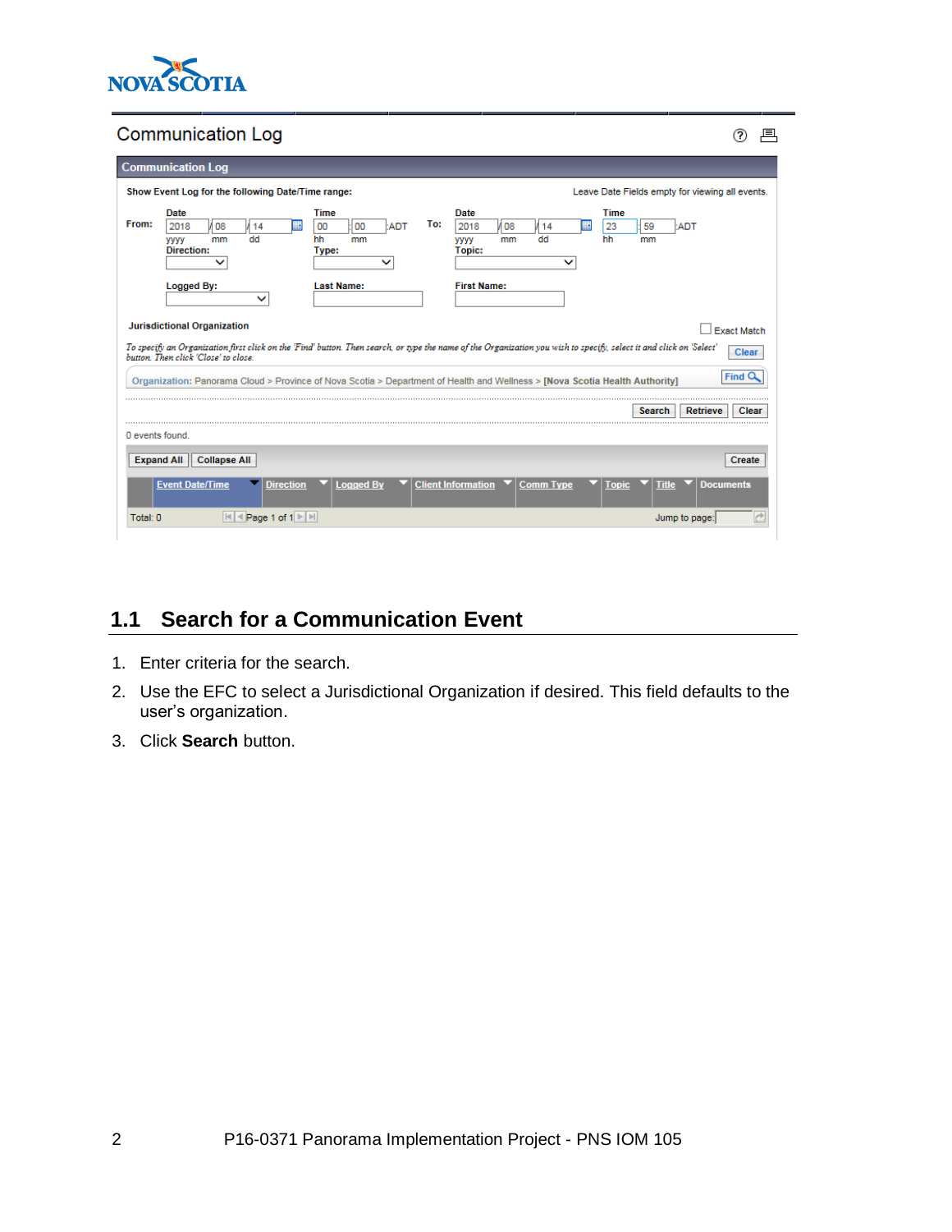Communication Log

Communication Log

Show Event Log for the following Date/Time range:

Leave Date Fields empty for viewing all events.

From: Date 2018 08 14 yyyy mm dd Time 00 00 ADT hh mm To: Date 2018 08 14 yyyy mm dd Time 23 59 ADT hh mm

Direction: Type: Topic:

Logged By: Last Name: First Name:

Jurisdictional Organization

Exact Match

*To specify an Organization first click on the 'Find' button. Then search, or type the name of the Organization you wish to specify, select it and click on 'Select' button. Then click 'Close' to close.*

Clear

Organization: Panorama Cloud > Province of Nova Scotia > Department of Health and Wellness > [Nova Scotia Health Authority]

Find

Search Retrieve Clear

0 events found.

Expand All Collapse All Create

| Event Date/Time | Direction | Logged By | Client Information | Comm Type | Topic | Title | Documents |
|---|---|---|---|---|---|---|---|

Total: 0 Page 1 of 1 Jump to page:

## 1.1 Search for a Communication Event

1. Enter criteria for the search.
2. Use the EFC to select a Jurisdictional Organization if desired. This field defaults to the user's organization.
3. Click **Search** button.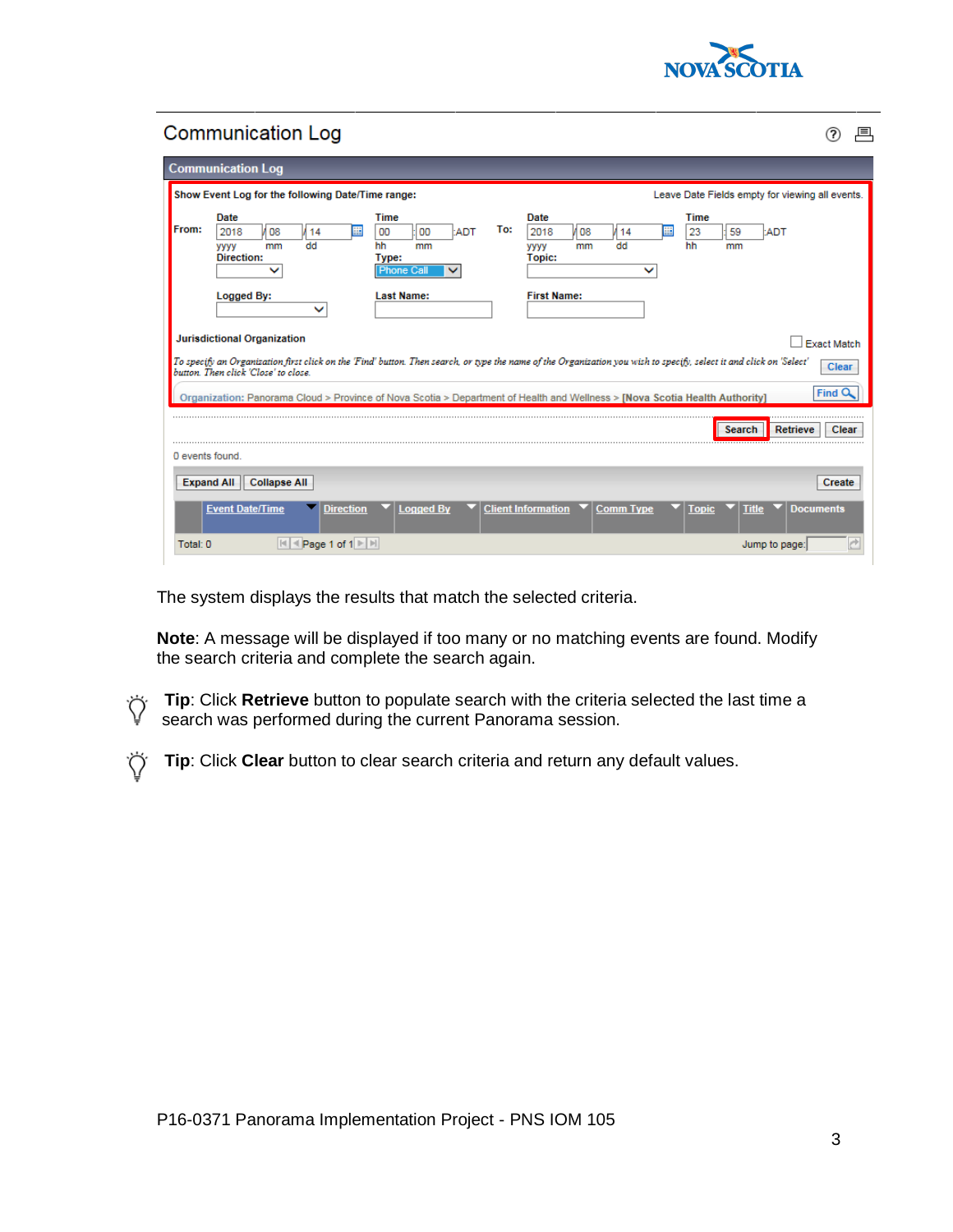The system displays the results that match the selected criteria.

**Note**: A message will be displayed if too many or no matching events are found. Modify the search criteria and complete the search again.

**Tip**: Click **Retrieve** button to populate search with the criteria selected the last time a search was performed during the current Panorama session.

**Tip**: Click **Clear** button to clear search criteria and return any default values.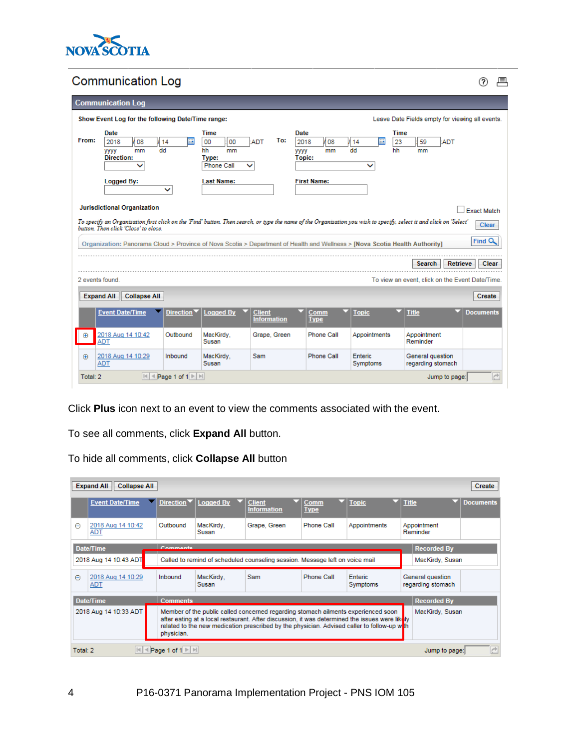## Communication Log

**Communication Log**

Show Event Log for the following Date/Time range:

Leave Date Fields empty for viewing all events.

From: Date 2018 / 08 / 14 (yyyy mm dd) Time 00 : 00 ADT (hh mm)

To: Date 2018 / 08 / 14 (yyyy mm dd) Time 23 : 59 ADT (hh mm)

Direction: Type: Phone Call Topic:

Logged By: Last Name: First Name:

Jurisdictional Organization

Exact Match

*To specify an Organization first click on the 'Find' button. Then search, or type the name of the Organization you wish to specify, select it and click on 'Select' button. Then click 'Close' to close.*

Organization: Panorama Cloud > Province of Nova Scotia > Department of Health and Wellness > [Nova Scotia Health Authority]

Clear | Find | Search | Retrieve | Clear

2 events found.

To view an event, click on the Event Date/Time.

Expand All | Collapse All | Create

| | Event Date/Time | Direction | Logged By | Client Information | Comm Type | Topic | Title | Documents |
|---|---|---|---|---|---|---|---|---|
| ⊕ | 2018 Aug 14 10:42 ADT | Outbound | MacKirdy, Susan | Grape, Green | Phone Call | Appointments | Appointment Reminder | |
| ⊕ | 2018 Aug 14 10:29 ADT | Inbound | MacKirdy, Susan | Sam | Phone Call | Enteric Symptoms | General question regarding stomach | |

Total: 2 Page 1 of 1 Jump to page:

Click **Plus** icon next to an event to view the comments associated with the event.

To see all comments, click **Expand All** button.

To hide all comments, click **Collapse All** button

Expand All | Collapse All | Create

| | Event Date/Time | Direction | Logged By | Client Information | Comm Type | Topic | Title | Documents |
|---|---|---|---|---|---|---|---|---|
| ⊖ | 2018 Aug 14 10:42 ADT | Outbound | MacKirdy, Susan | Grape, Green | Phone Call | Appointments | Appointment Reminder | |

| Date/Time | Comments | Recorded By |
|---|---|---|
| 2018 Aug 14 10:43 ADT | Called to remind of scheduled counseling session. Message left on voice mail | MacKirdy, Susan |

| | Event Date/Time | Direction | Logged By | Client Information | Comm Type | Topic | Title | Documents |
|---|---|---|---|---|---|---|---|---|
| ⊖ | 2018 Aug 14 10:29 ADT | Inbound | MacKirdy, Susan | Sam | Phone Call | Enteric Symptoms | General question regarding stomach | |

| Date/Time | Comments | Recorded By |
|---|---|---|
| 2018 Aug 14 10:33 ADT | Member of the public called concerned regarding stomach ailments experienced soon after eating at a local restaurant. After discussion, it was determined the issues were likely related to the new medication prescribed by the physician. Advised caller to follow-up with physician. | MacKirdy, Susan |

Total: 2 Page 1 of 1 Jump to page: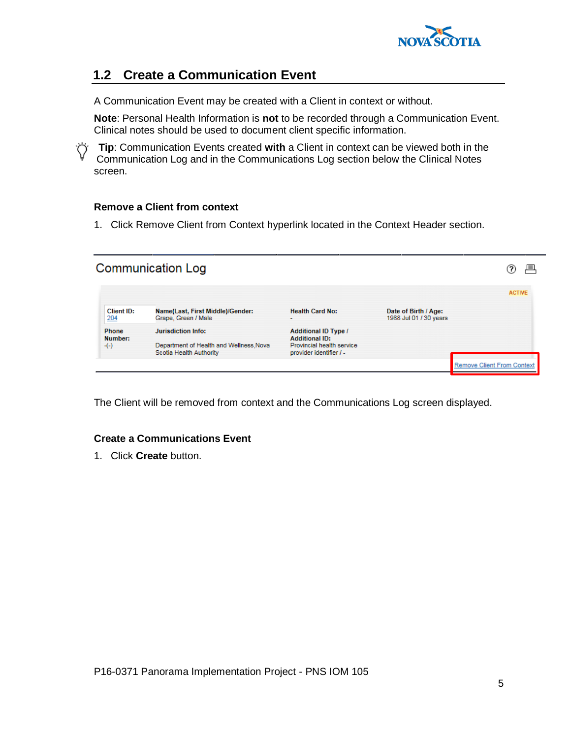## 1.2 Create a Communication Event

A Communication Event may be created with a Client in context or without.

**Note**: Personal Health Information is **not** to be recorded through a Communication Event. Clinical notes should be used to document client specific information.

**Tip**: Communication Events created **with** a Client in context can be viewed both in the Communication Log and in the Communications Log section below the Clinical Notes screen.

### Remove a Client from context

1. Click Remove Client from Context hyperlink located in the Context Header section.

Communication Log

ACTIVE

| | | | |
|---|---|---|---|
| Client ID: 204 | Name(Last, First Middle)/Gender: Grape, Green / Male | Health Card No: - | Date of Birth / Age: 1988 Jul 01 / 30 years |
| Phone Number: -(-) | Jurisdiction Info: Department of Health and Wellness,Nova Scotia Health Authority | Additional ID Type / Additional ID: Provincial health service provider identifier / - | |

Remove Client From Context

The Client will be removed from context and the Communications Log screen displayed.

### Create a Communications Event

1. Click **Create** button.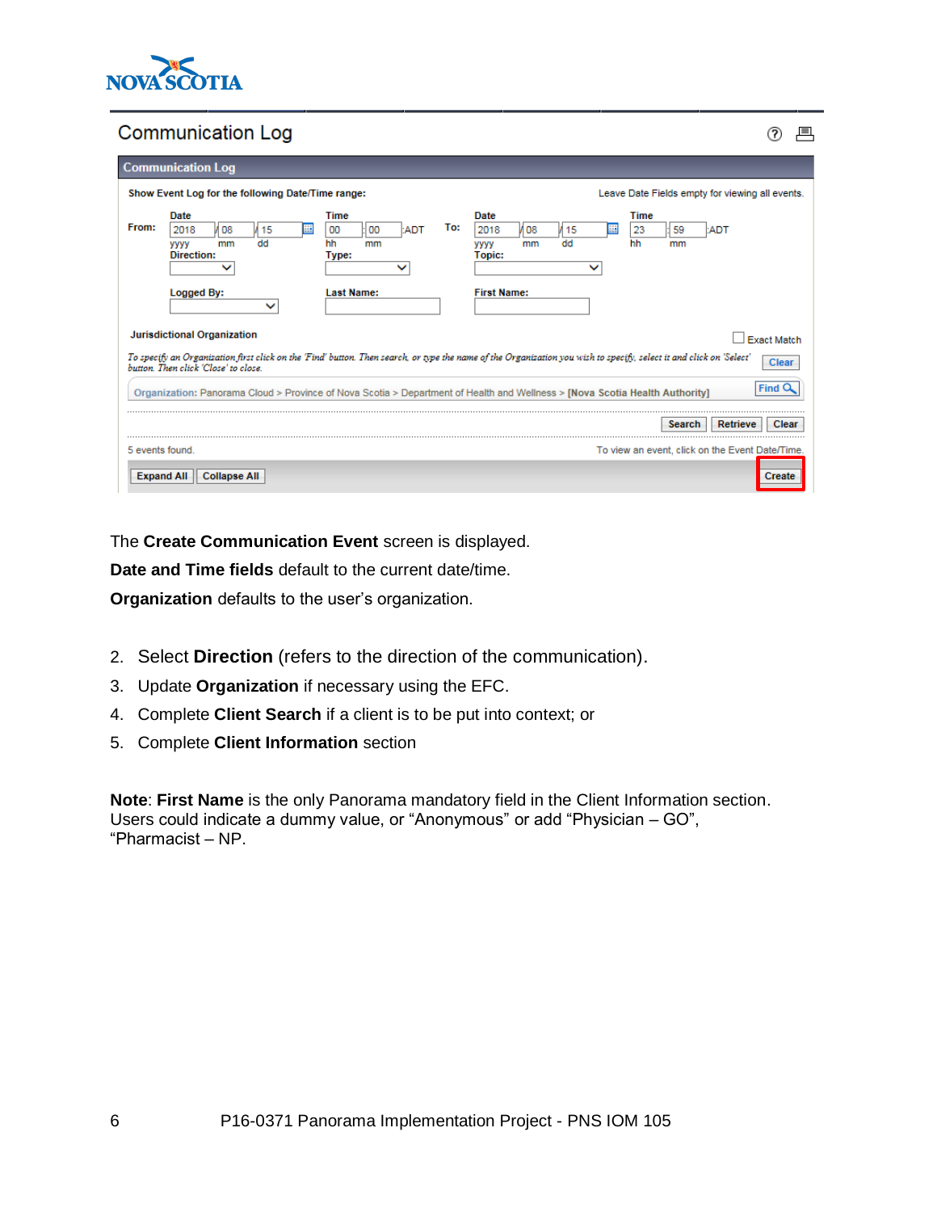The **Create Communication Event** screen is displayed.

**Date and Time fields** default to the current date/time.

**Organization** defaults to the user's organization.

2. Select **Direction** (refers to the direction of the communication).
3. Update **Organization** if necessary using the EFC.
4. Complete **Client Search** if a client is to be put into context; or
5. Complete **Client Information** section

**Note**: **First Name** is the only Panorama mandatory field in the Client Information section. Users could indicate a dummy value, or "Anonymous" or add "Physician – GO", "Pharmacist – NP.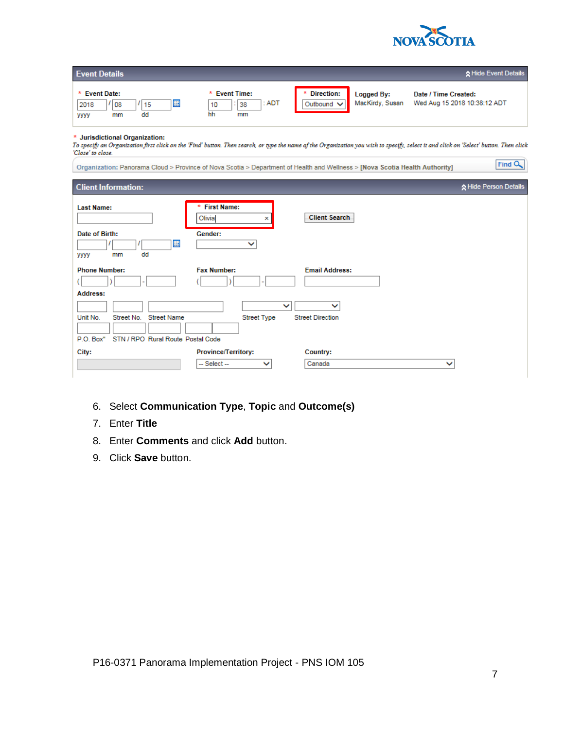**Event Details**

Hide Event Details

\* Event Date: 2018 / 08 / 15 (yyyy mm dd)

\* Event Time: 10 : 38 : ADT (hh mm)

\* Direction: Outbound

Logged By: MacKirdy, Susan

Date / Time Created: Wed Aug 15 2018 10:38:12 ADT

\* Jurisdictional Organization:

*To specify an Organization first click on the 'Find' button. Then search, or type the name of the Organization you wish to specify, select it and click on 'Select' button. Then click 'Close' to close.*

Organization: Panorama Cloud > Province of Nova Scotia > Department of Health and Wellness > **[Nova Scotia Health Authority]**

Find

**Client Information:**

Hide Person Details

Last Name:

\* First Name: Olivia

Client Search

Date of Birth: yyyy / mm / dd

Gender:

Phone Number:

Fax Number:

Email Address:

Address:

Unit No. | Street No. | Street Name | Street Type | Street Direction

P.O. Box" | STN / RPO | Rural Route | Postal Code

City:

Province/Territory: -- Select --

Country: Canada

6. Select **Communication Type**, **Topic** and **Outcome(s)**
7. Enter **Title**
8. Enter **Comments** and click **Add** button.
9. Click **Save** button.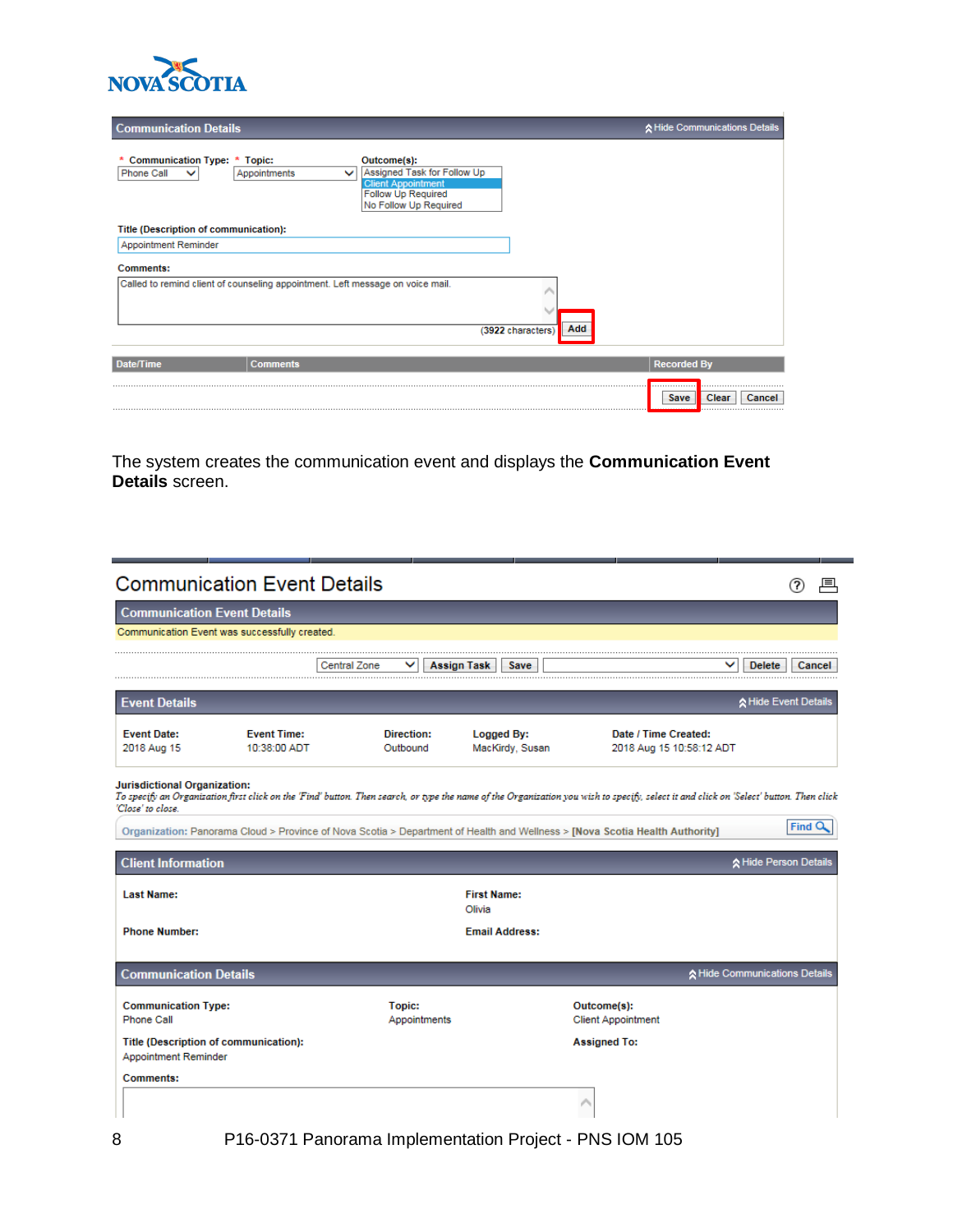## Communication Details

\* Communication Type: Phone Call
\* Topic: Appointments
Outcome(s): Assigned Task for Follow Up / Client Appointment / Follow Up Required / No Follow Up Required

Title (Description of communication): Appointment Reminder

Comments: Called to remind client of counseling appointment. Left message on voice mail.

(3922 characters) Add

| Date/Time | Comments | Recorded By |
| --- | --- | --- |

Save Clear Cancel

The system creates the communication event and displays the **Communication Event Details** screen.

## Communication Event Details

### Communication Event Details

Communication Event was successfully created.

Central Zone | Assign Task | Save | Delete | Cancel

### Event Details

| Event Date: | Event Time: | Direction: | Logged By: | Date / Time Created: |
| --- | --- | --- | --- | --- |
| 2018 Aug 15 | 10:38:00 ADT | Outbound | MacKirdy, Susan | 2018 Aug 15 10:58:12 ADT |

**Jurisdictional Organization:**
*To specify an Organization first click on the 'Find' button. Then search, or type the name of the Organization you wish to specify, select it and click on 'Select' button. Then click 'Close' to close.*

Organization: Panorama Cloud > Province of Nova Scotia > Department of Health and Wellness > [Nova Scotia Health Authority] Find

### Client Information

Last Name:
First Name: Olivia
Phone Number:
Email Address:

### Communication Details

Communication Type: Phone Call
Topic: Appointments
Outcome(s): Client Appointment
Title (Description of communication): Appointment Reminder
Assigned To:
Comments: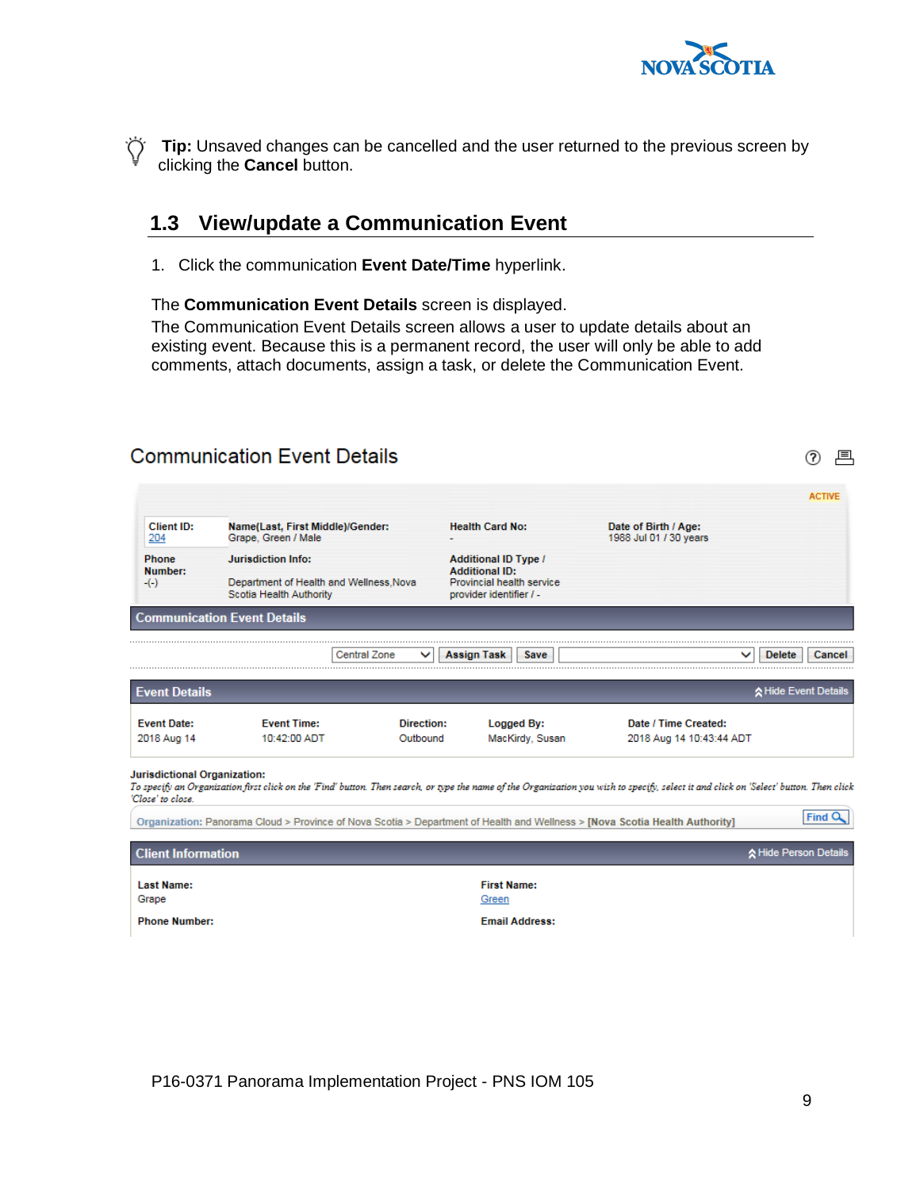**Tip:** Unsaved changes can be cancelled and the user returned to the previous screen by clicking the **Cancel** button.

## 1.3 View/update a Communication Event

1. Click the communication **Event Date/Time** hyperlink.

The **Communication Event Details** screen is displayed.

The Communication Event Details screen allows a user to update details about an existing event. Because this is a permanent record, the user will only be able to add comments, attach documents, assign a task, or delete the Communication Event.

Communication Event Details

ACTIVE

| Client ID: 204 | Name(Last, First Middle)/Gender: Grape, Green / Male | Health Card No: - | Date of Birth / Age: 1988 Jul 01 / 30 years |
|---|---|---|---|
| Phone Number: -(-) | Jurisdiction Info: Department of Health and Wellness,Nova Scotia Health Authority | Additional ID Type / Additional ID: Provincial health service provider identifier / - | |

**Communication Event Details**

Central Zone | Assign Task | Save | Delete | Cancel

**Event Details** — Hide Event Details

| Event Date: | Event Time: | Direction: | Logged By: | Date / Time Created: |
|---|---|---|---|---|
| 2018 Aug 14 | 10:42:00 ADT | Outbound | MacKirdy, Susan | 2018 Aug 14 10:43:44 ADT |

**Jurisdictional Organization:**

*To specify an Organization first click on the 'Find' button. Then search, or type the name of the Organization you wish to specify, select it and click on 'Select' button. Then click 'Close' to close.*

Organization: Panorama Cloud > Province of Nova Scotia > Department of Health and Wellness > **[Nova Scotia Health Authority]** Find

**Client Information** — Hide Person Details

| Last Name: | First Name: |
|---|---|
| Grape | Green |
| Phone Number: | Email Address: |

P16-0371 Panorama Implementation Project - PNS IOM 105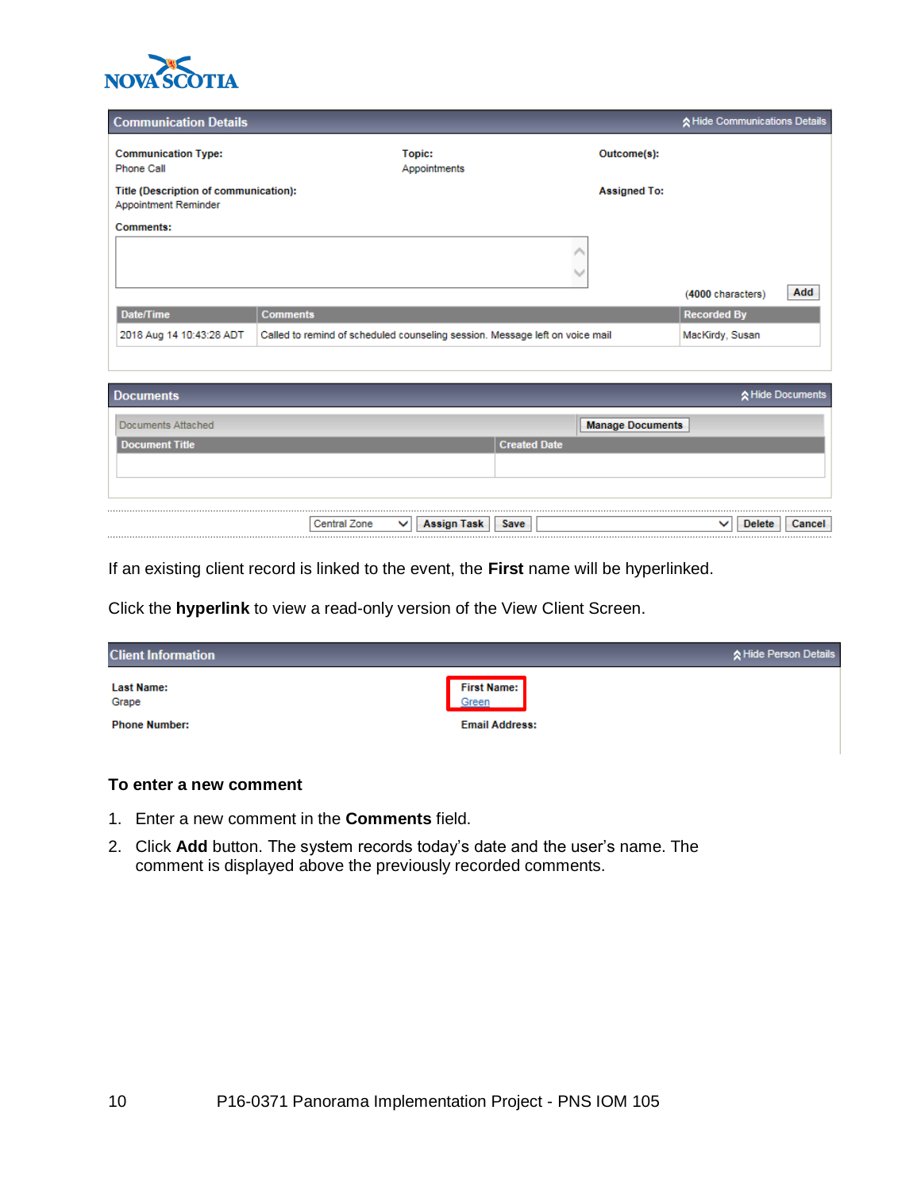**Communication Details** ⌃ Hide Communications Details

**Communication Type:**
Phone Call

**Topic:**
Appointments

**Outcome(s):**

**Title (Description of communication):**
Appointment Reminder

**Assigned To:**

**Comments:**

(4000 characters) Add

| Date/Time | Comments | Recorded By |
| --- | --- | --- |
| 2018 Aug 14 10:43:28 ADT | Called to remind of scheduled counseling session. Message left on voice mail | MacKirdy, Susan |

**Documents** ⌃ Hide Documents

Documents Attached — Manage Documents

| Document Title | Created Date |
| --- | --- |
| | |

Central Zone | Assign Task | Save | | Delete | Cancel

If an existing client record is linked to the event, the **First** name will be hyperlinked.

Click the **hyperlink** to view a read-only version of the View Client Screen.

**Client Information** ⌃ Hide Person Details

**Last Name:**
Grape

**First Name:**
Green

**Phone Number:**

**Email Address:**

**To enter a new comment**

1. Enter a new comment in the **Comments** field.
2. Click **Add** button. The system records today's date and the user's name. The comment is displayed above the previously recorded comments.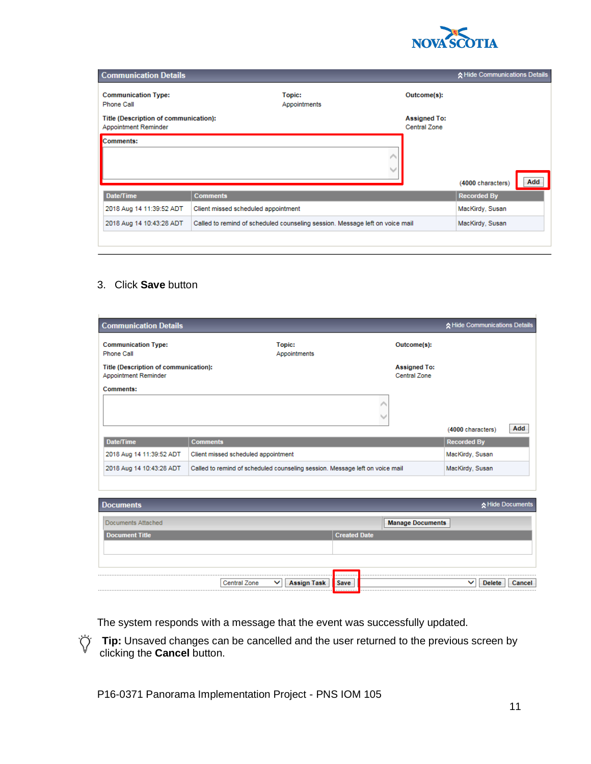**Communication Details** — Hide Communications Details

**Communication Type:**
Phone Call

**Topic:**
Appointments

**Outcome(s):**

**Title (Description of communication):**
Appointment Reminder

**Assigned To:**
Central Zone

**Comments:**

(4000 characters) Add

| Date/Time | Comments | Recorded By |
|---|---|---|
| 2018 Aug 14 11:39:52 ADT | Client missed scheduled appointment | MacKirdy, Susan |
| 2018 Aug 14 10:43:28 ADT | Called to remind of scheduled counseling session. Message left on voice mail | MacKirdy, Susan |

3. Click **Save** button

**Communication Details** — Hide Communications Details

**Communication Type:**
Phone Call

**Topic:**
Appointments

**Outcome(s):**

**Title (Description of communication):**
Appointment Reminder

**Assigned To:**
Central Zone

**Comments:**

(4000 characters) Add

| Date/Time | Comments | Recorded By |
|---|---|---|
| 2018 Aug 14 11:39:52 ADT | Client missed scheduled appointment | MacKirdy, Susan |
| 2018 Aug 14 10:43:28 ADT | Called to remind of scheduled counseling session. Message left on voice mail | MacKirdy, Susan |

**Documents** — Hide Documents

Documents Attached — Manage Documents

| Document Title | Created Date |
|---|---|
| | |

Central Zone | Assign Task | Save | Delete | Cancel

The system responds with a message that the event was successfully updated.

**Tip:** Unsaved changes can be cancelled and the user returned to the previous screen by clicking the **Cancel** button.

P16-0371 Panorama Implementation Project - PNS IOM 105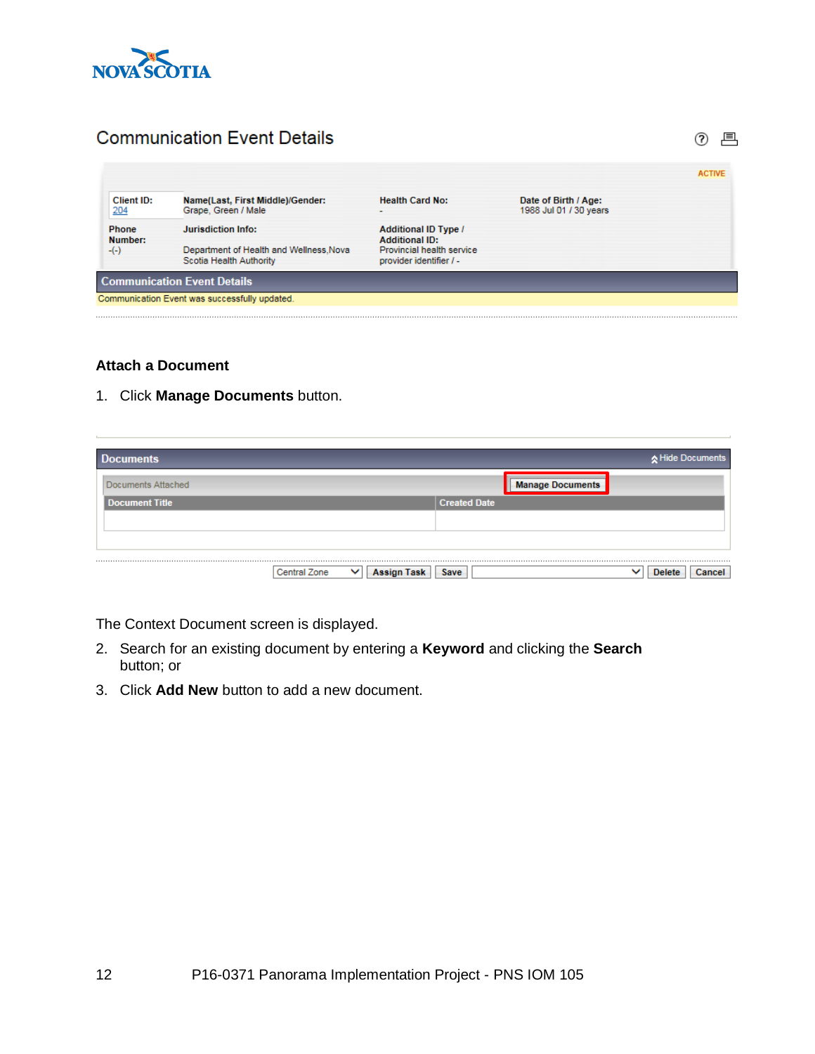## Attach a Document

1. Click **Manage Documents** button.

The Context Document screen is displayed.

2. Search for an existing document by entering a **Keyword** and clicking the **Search** button; or
3. Click **Add New** button to add a new document.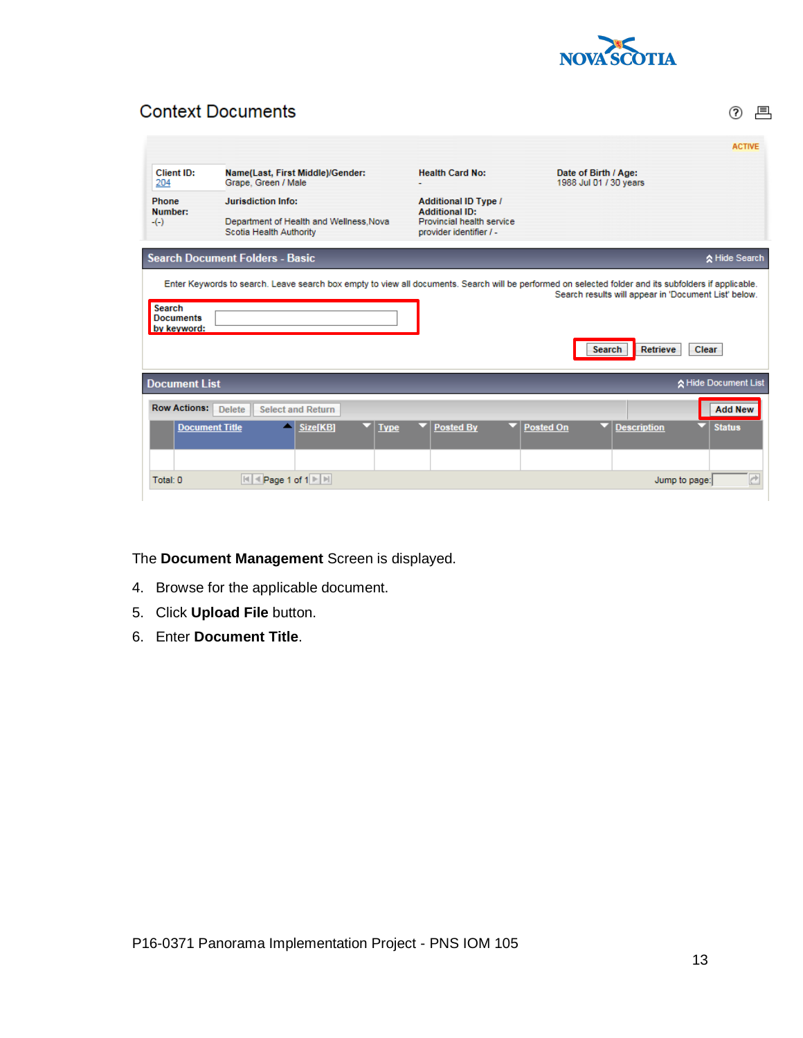Context Documents

| | | | |
|---|---|---|---|
| Client ID: 204 | Name(Last, First Middle)/Gender: Grape, Green / Male | Health Card No: - | Date of Birth / Age: 1988 Jul 01 / 30 years |
| Phone Number: -(-) | Jurisdiction Info: Department of Health and Wellness,Nova Scotia Health Authority | Additional ID Type / Additional ID: Provincial health service provider identifier / - | |

ACTIVE

**Search Document Folders - Basic** — Hide Search

Enter Keywords to search. Leave search box empty to view all documents. Search will be performed on selected folder and its subfolders if applicable. Search results will appear in 'Document List' below.

Search Documents by keyword:

Search | Retrieve | Clear

**Document List** — Hide Document List

Row Actions: Delete | Select and Return | Add New

| Document Title | Size[KB] | Type | Posted By | Posted On | Description | Status |
|---|---|---|---|---|---|---|
| | | | | | | |

Total: 0 — Page 1 of 1 — Jump to page:

The **Document Management** Screen is displayed.

4. Browse for the applicable document.
5. Click **Upload File** button.
6. Enter **Document Title**.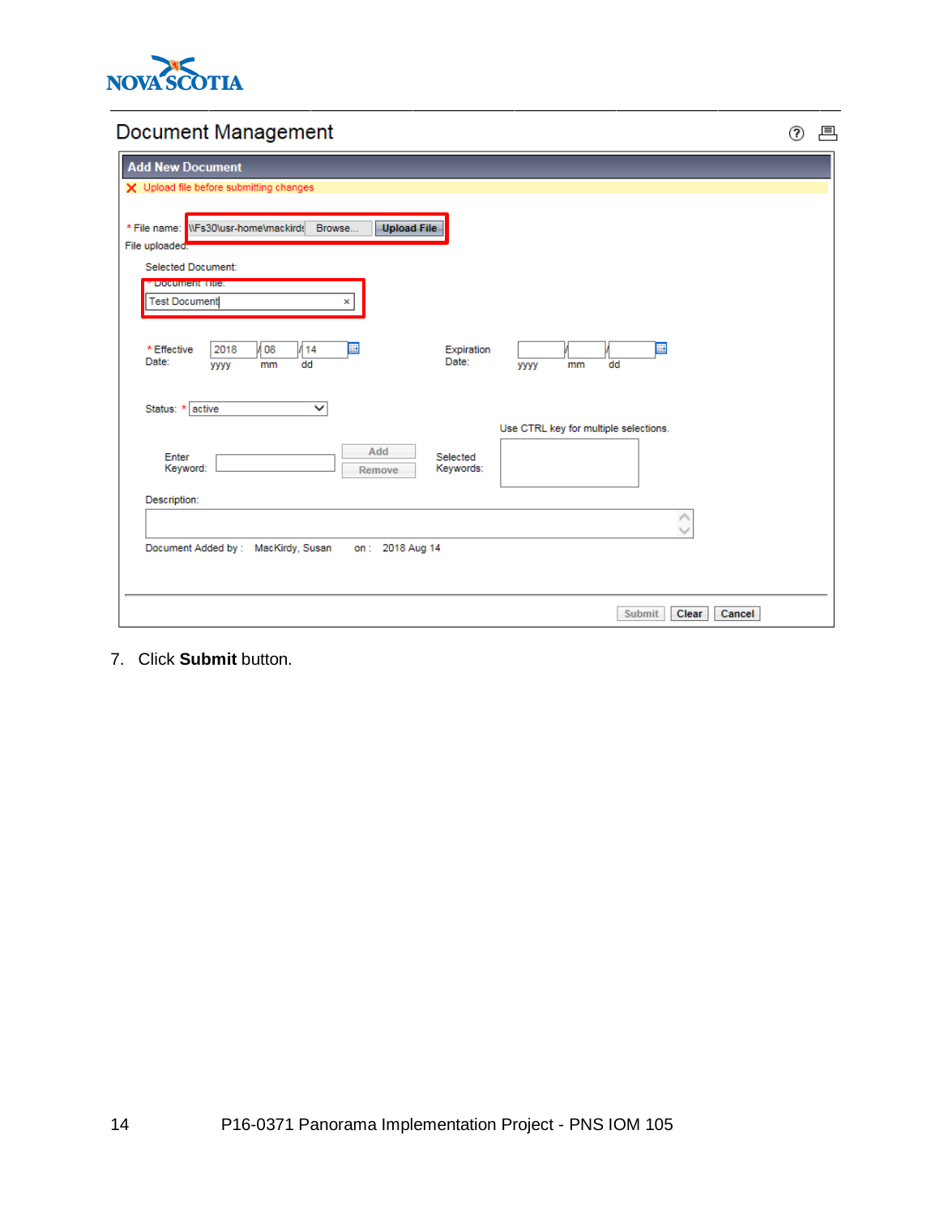7. Click **Submit** button.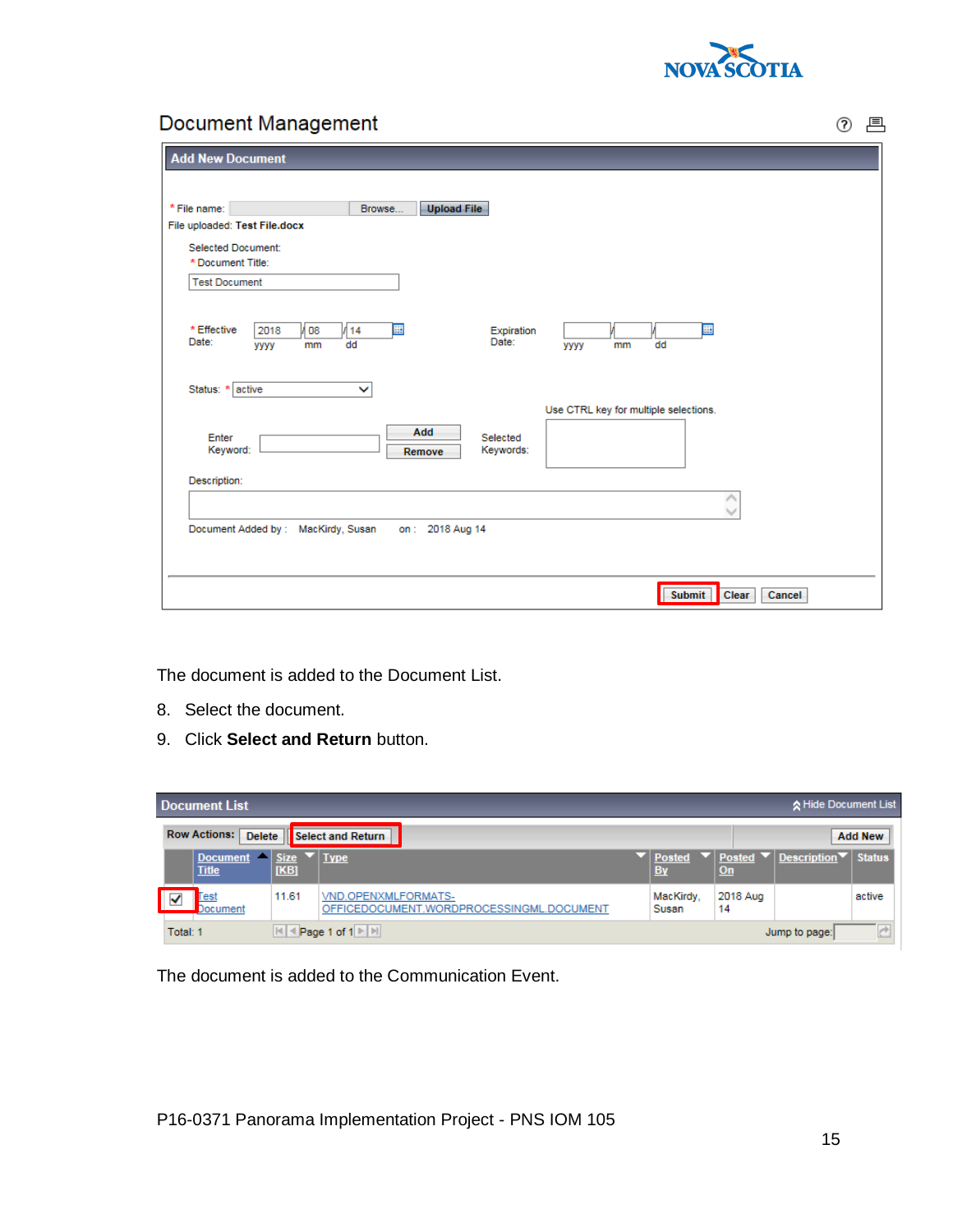# Document Management

**Add New Document**

\* File name: [ ] Browse... **Upload File**

File uploaded: **Test File.docx**

Selected Document:

\* Document Title:

Test Document

\* Effective Date: 2018 / 08 / 14 (yyyy mm dd)

Expiration Date: (yyyy mm dd)

Status: \* active

Use CTRL key for multiple selections.

Enter Keyword: [ ] Add Remove

Selected Keywords:

Description:

Document Added by : MacKirdy, Susan on : 2018 Aug 14

Submit Clear Cancel

The document is added to the Document List.

8. Select the document.
9. Click **Select and Return** button.

**Document List** — Hide Document List

Row Actions: Delete | Select and Return | Add New

| | Document Title | Size [KB] | Type | Posted By | Posted On | Description | Status |
|---|---|---|---|---|---|---|---|
| ☑ | Test Document | 11.61 | VND.OPENXMLFORMATS-OFFICEDOCUMENT.WORDPROCESSINGML.DOCUMENT | MacKirdy, Susan | 2018 Aug 14 | | active |

Total: 1 Page 1 of 1 Jump to page:

The document is added to the Communication Event.

P16-0371 Panorama Implementation Project - PNS IOM 105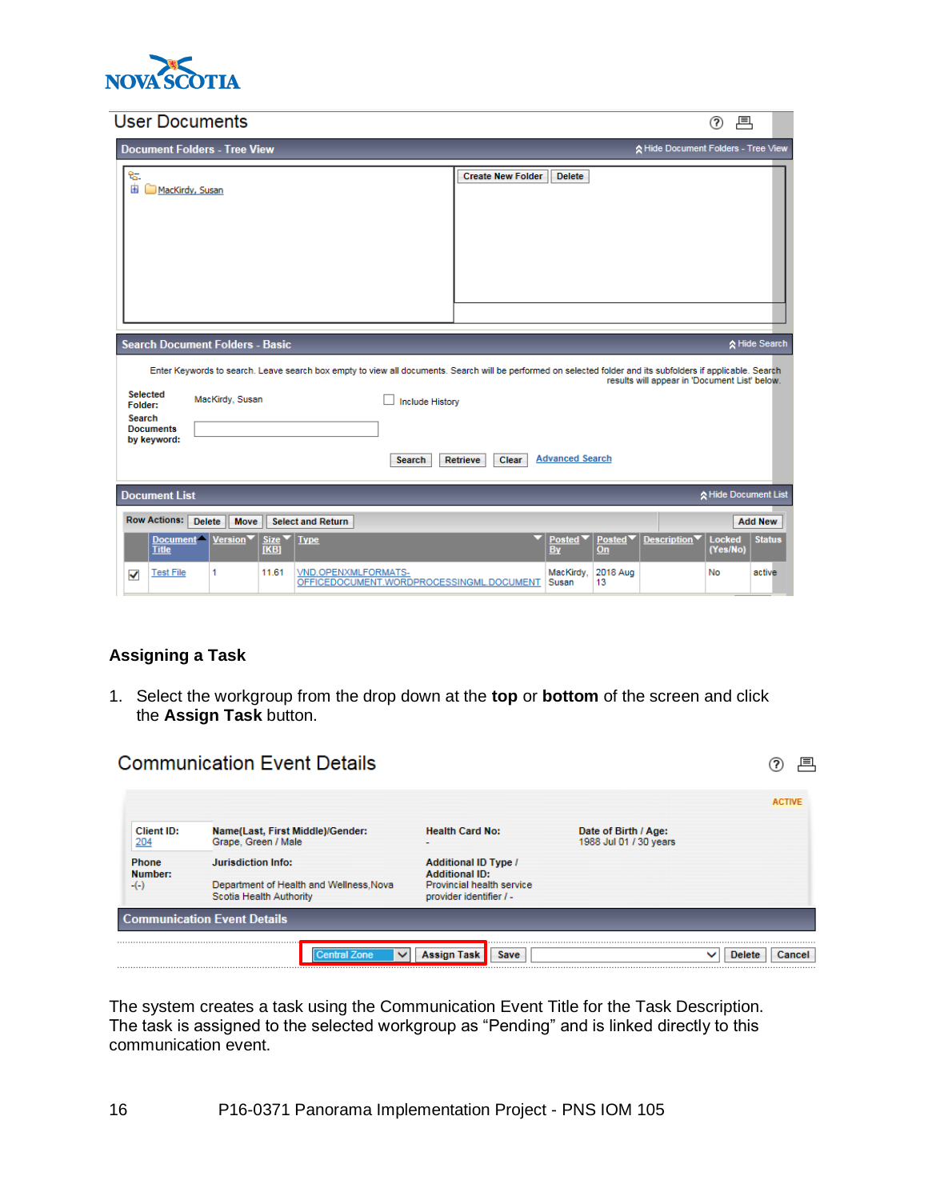## Assigning a Task

1. Select the workgroup from the drop down at the **top** or **bottom** of the screen and click the **Assign Task** button.

The system creates a task using the Communication Event Title for the Task Description. The task is assigned to the selected workgroup as “Pending” and is linked directly to this communication event.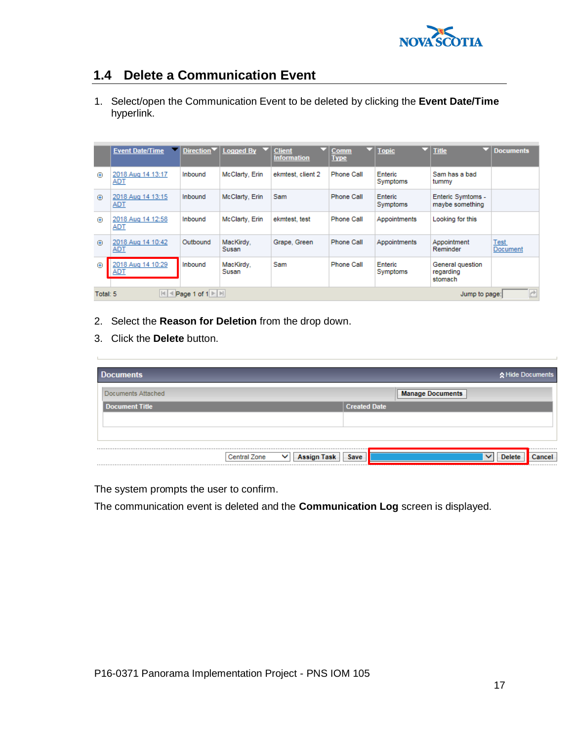## 1.4 Delete a Communication Event

1. Select/open the Communication Event to be deleted by clicking the **Event Date/Time** hyperlink.

| | Event Date/Time | Direction | Logged By | Client Information | Comm Type | Topic | Title | Documents |
|---|---|---|---|---|---|---|---|---|
| ⊕ | 2018 Aug 14 13:17 ADT | Inbound | McClarty, Erin | ekmtest, client 2 | Phone Call | Enteric Symptoms | Sam has a bad tummy | |
| ⊕ | 2018 Aug 14 13:15 ADT | Inbound | McClarty, Erin | Sam | Phone Call | Enteric Symptoms | Enteric Symtoms - maybe something | |
| ⊕ | 2018 Aug 14 12:58 ADT | Inbound | McClarty, Erin | ekmtest, test | Phone Call | Appointments | Looking for this | |
| ⊕ | 2018 Aug 14 10:42 ADT | Outbound | MacKirdy, Susan | Grape, Green | Phone Call | Appointments | Appointment Reminder | Test Document |
| ⊕ | 2018 Aug 14 10:29 ADT | Inbound | MacKirdy, Susan | Sam | Phone Call | Enteric Symptoms | General question regarding stomach | |

Total: 5 Page 1 of 1 Jump to page:

2. Select the **Reason for Deletion** from the drop down.
3. Click the **Delete** button.

Documents — Hide Documents

Documents Attached — Manage Documents

| Document Title | Created Date |
|---|---|
| | |

Central Zone | Assign Task | Save | Delete | Cancel

The system prompts the user to confirm.

The communication event is deleted and the **Communication Log** screen is displayed.

P16-0371 Panorama Implementation Project - PNS IOM 105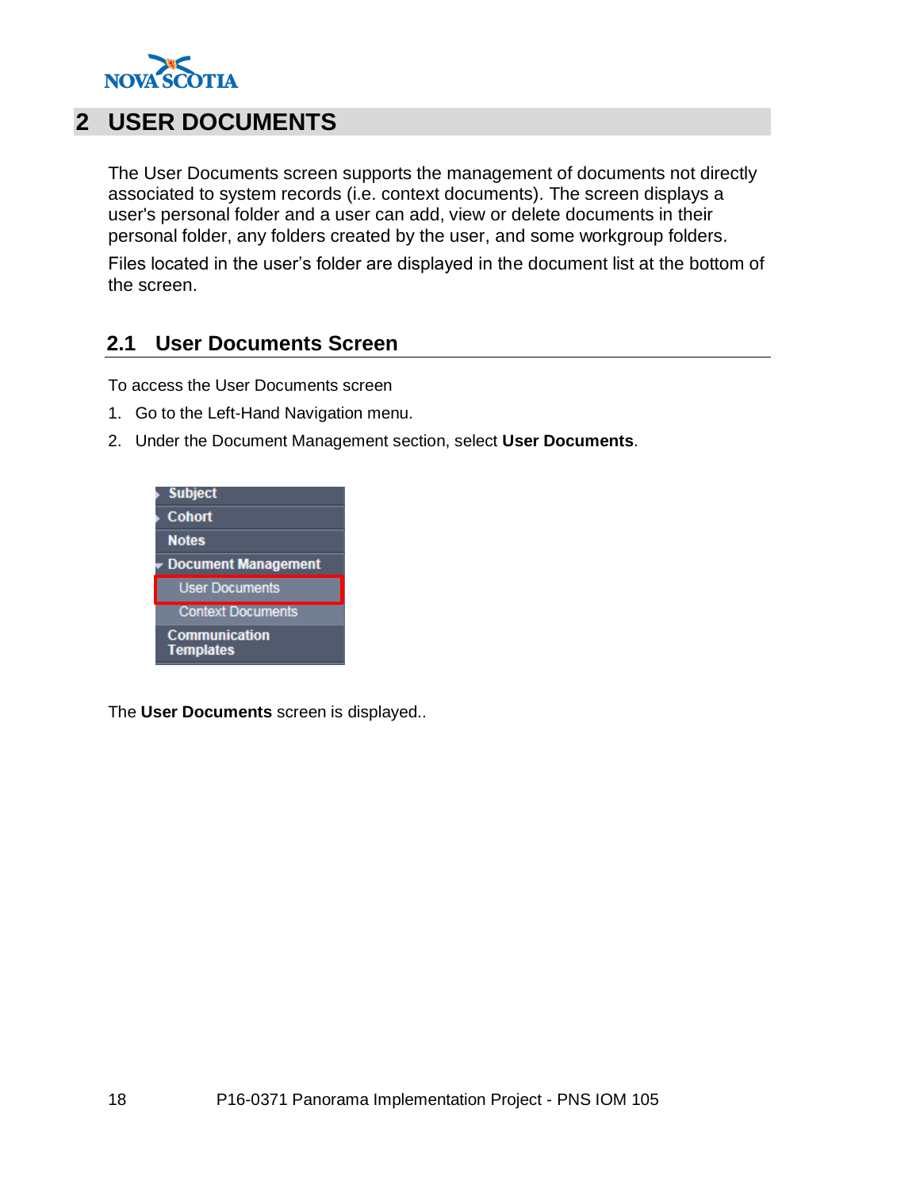# 2 USER DOCUMENTS

The User Documents screen supports the management of documents not directly associated to system records (i.e. context documents). The screen displays a user's personal folder and a user can add, view or delete documents in their personal folder, any folders created by the user, and some workgroup folders.

Files located in the user's folder are displayed in the document list at the bottom of the screen.

## 2.1 User Documents Screen

To access the User Documents screen

1. Go to the Left-Hand Navigation menu.
2. Under the Document Management section, select **User Documents**.

The **User Documents** screen is displayed..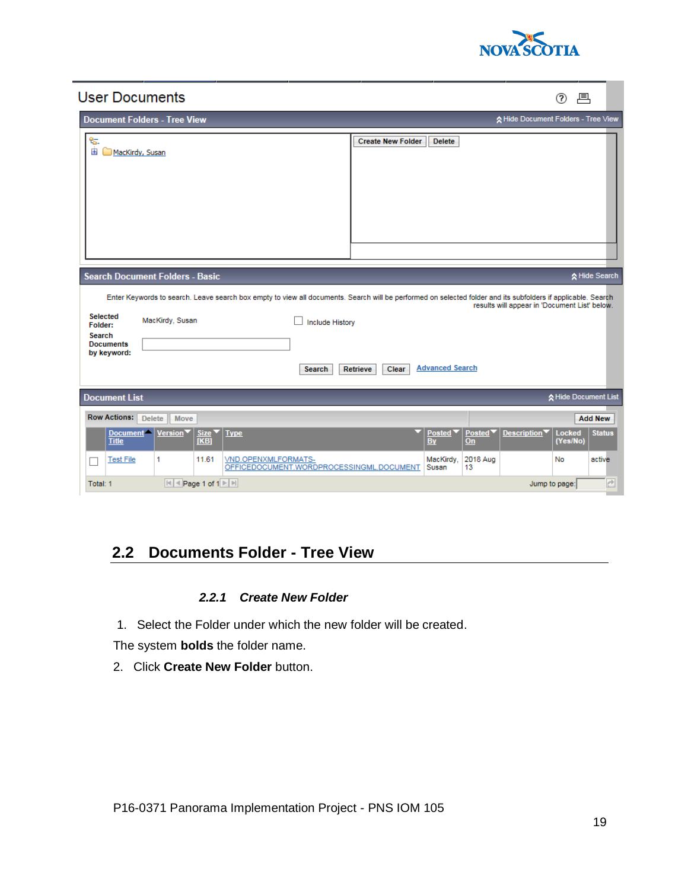User Documents

Document Folders - Tree View

Hide Document Folders - Tree View

MacKirdy, Susan

Create New Folder | Delete

Search Document Folders - Basic

Hide Search

Enter Keywords to search. Leave search box empty to view all documents. Search will be performed on selected folder and its subfolders if applicable. Search results will appear in 'Document List' below.

Selected Folder: MacKirdy, Susan

Include History

Search Documents by keyword:

Search | Retrieve | Clear | Advanced Search

Document List

Hide Document List

Row Actions: Delete | Move

Add New

| | Document Title | Version | Size [KB] | Type | Posted By | Posted On | Description | Locked (Yes/No) | Status |
|---|---|---|---|---|---|---|---|---|---|
| ☐ | Test File | 1 | 11.61 | VND.OPENXMLFORMATS-OFFICEDOCUMENT.WORDPROCESSINGML.DOCUMENT | MacKirdy, Susan | 2018 Aug 13 | | No | active |

Total: 1 Page 1 of 1 Jump to page:

## 2.2 Documents Folder - Tree View

### *2.2.1 Create New Folder*

1. Select the Folder under which the new folder will be created.

The system **bolds** the folder name.

2. Click **Create New Folder** button.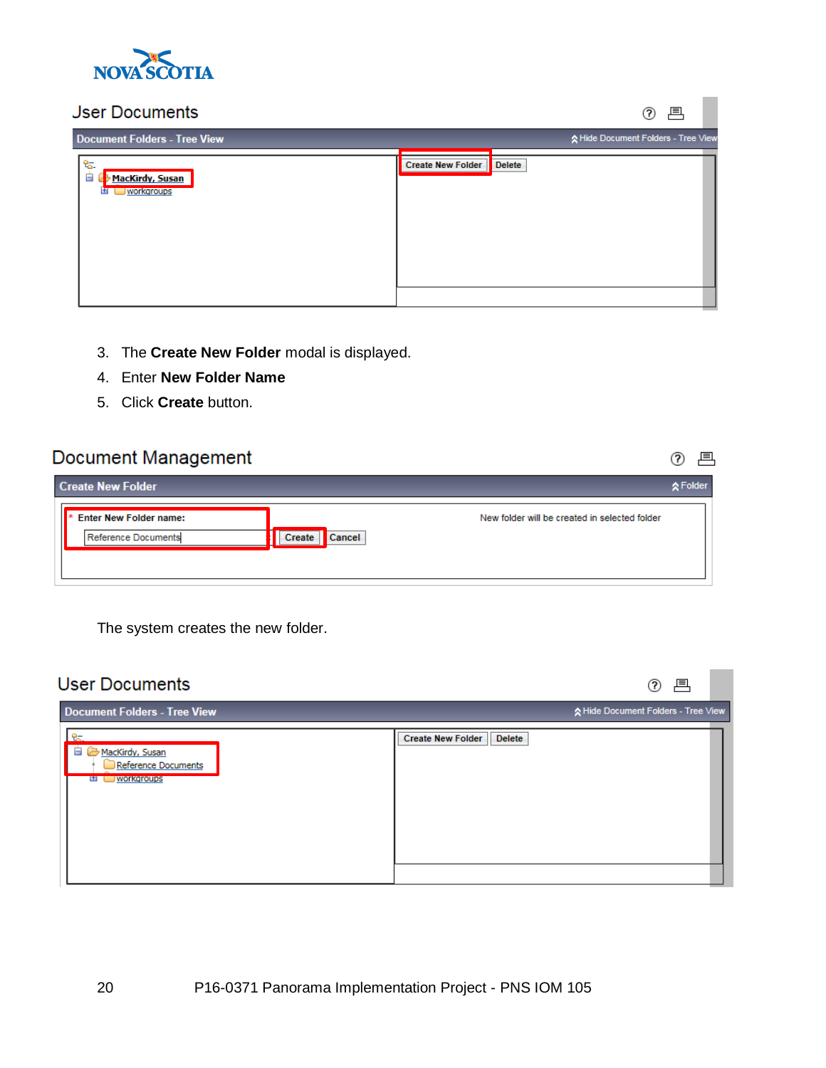3. The **Create New Folder** modal is displayed.
4. Enter **New Folder Name**
5. Click **Create** button.

The system creates the new folder.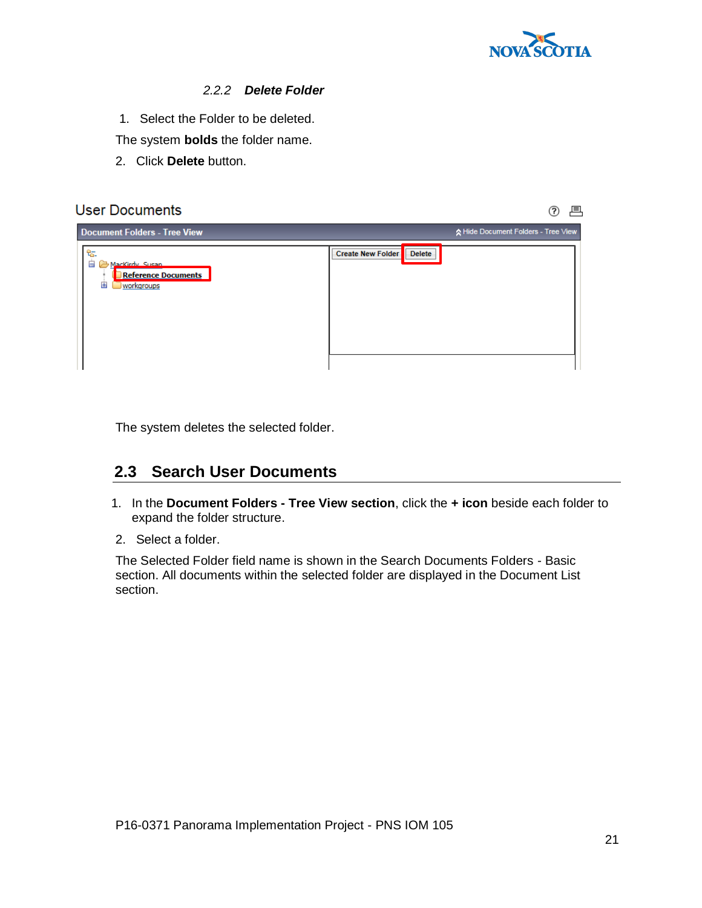#### *2.2.2 Delete Folder*

1. Select the Folder to be deleted.

The system **bolds** the folder name.

2. Click **Delete** button.

The system deletes the selected folder.

## 2.3 Search User Documents

1. In the **Document Folders - Tree View section**, click the **+ icon** beside each folder to expand the folder structure.
2. Select a folder.

The Selected Folder field name is shown in the Search Documents Folders - Basic section. All documents within the selected folder are displayed in the Document List section.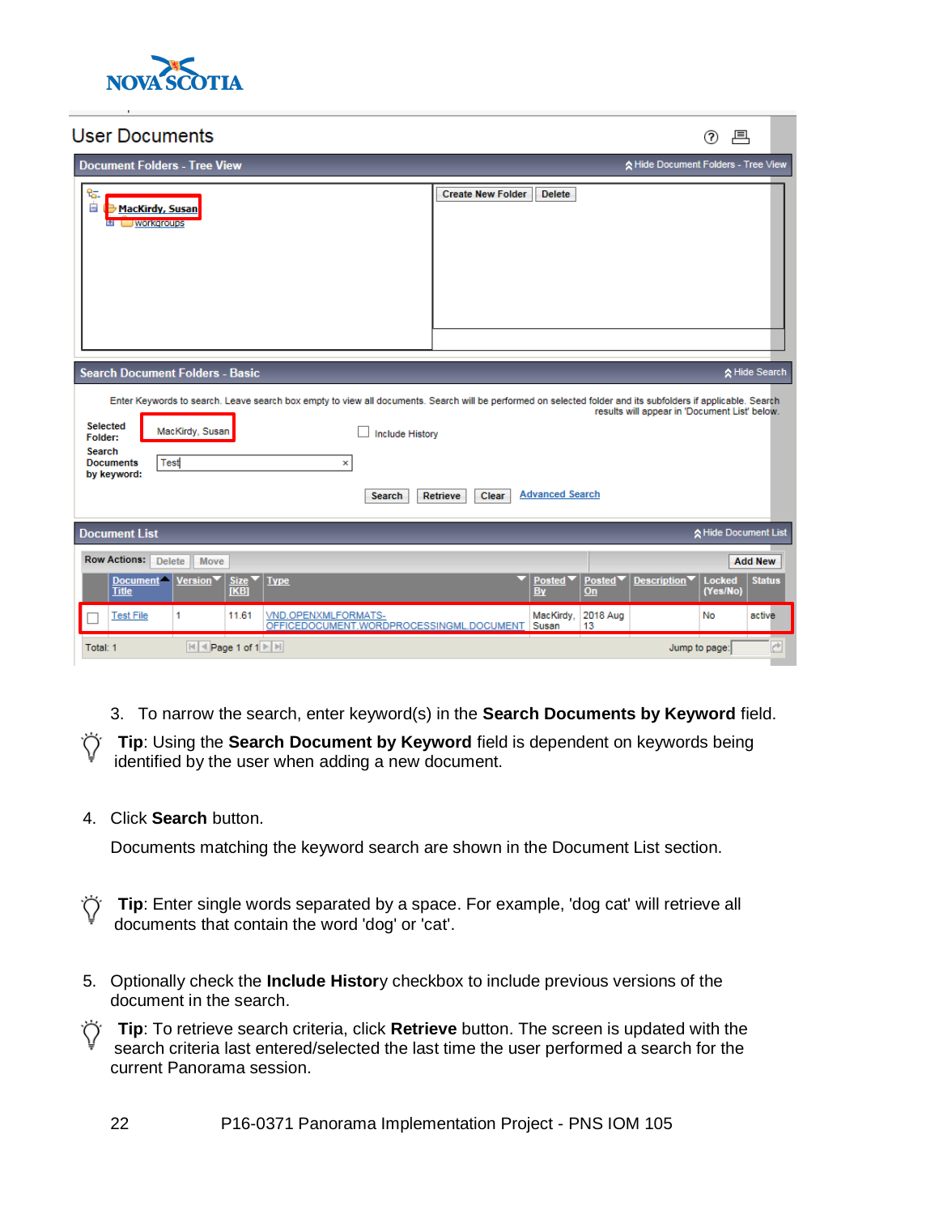3. To narrow the search, enter keyword(s) in the **Search Documents by Keyword** field.

**Tip**: Using the **Search Document by Keyword** field is dependent on keywords being identified by the user when adding a new document.

4. Click **Search** button.

   Documents matching the keyword search are shown in the Document List section.

**Tip**: Enter single words separated by a space. For example, 'dog cat' will retrieve all documents that contain the word 'dog' or 'cat'.

5. Optionally check the **Include History** checkbox to include previous versions of the document in the search.

**Tip**: To retrieve search criteria, click **Retrieve** button. The screen is updated with the search criteria last entered/selected the last time the user performed a search for the current Panorama session.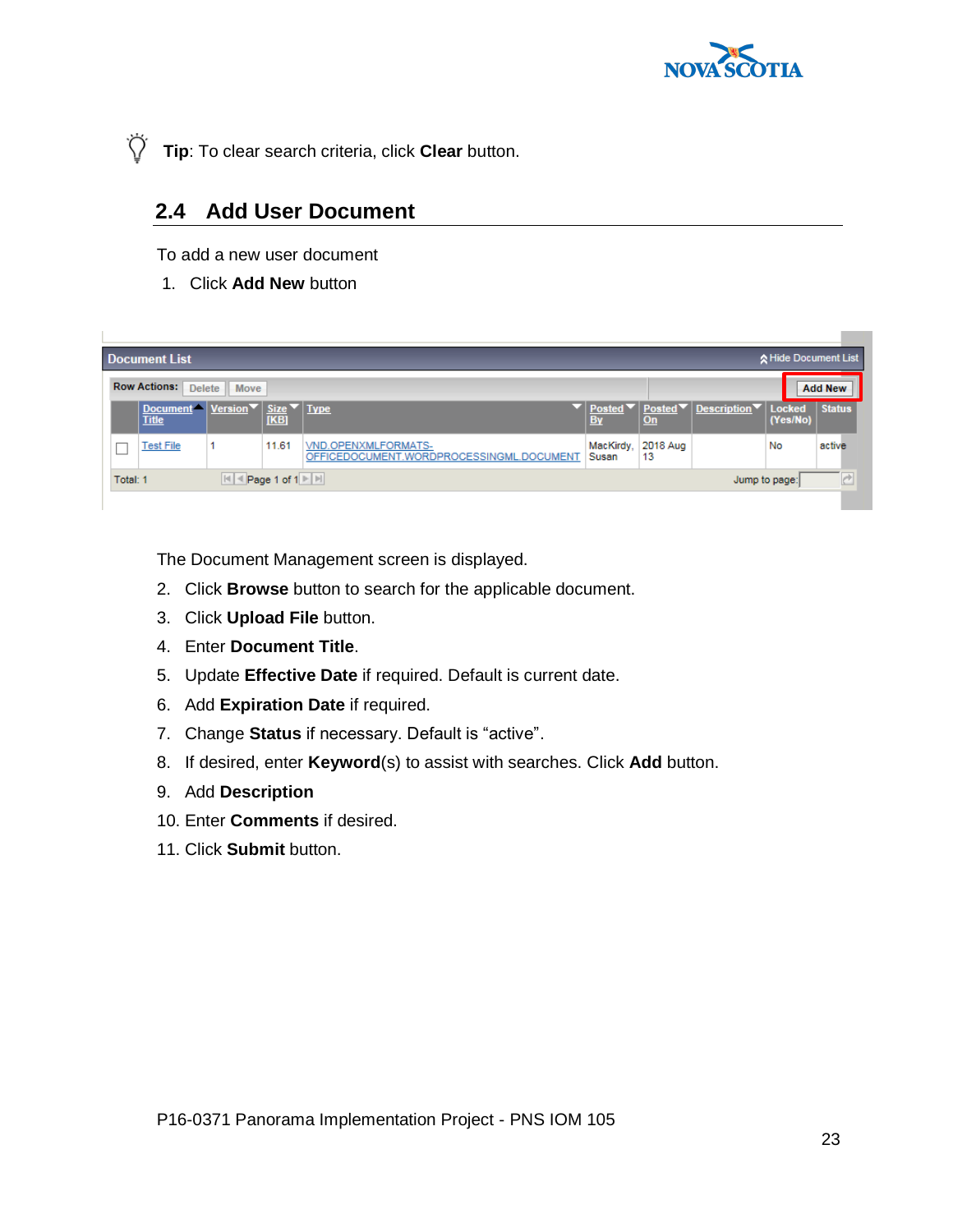**Tip**: To clear search criteria, click **Clear** button.

## 2.4 Add User Document

To add a new user document

1. Click **Add New** button

Document List | Hide Document List

Row Actions: Delete | Move | Add New

| | Document Title | Version | Size [KB] | Type | Posted By | Posted On | Description | Locked (Yes/No) | Status |
|---|---|---|---|---|---|---|---|---|---|
| ☐ | Test File | 1 | 11.61 | VND.OPENXMLFORMATS-OFFICEDOCUMENT.WORDPROCESSINGML.DOCUMENT | MacKirdy, Susan | 2018 Aug 13 | | No | active |

Total: 1 Page 1 of 1 Jump to page:

The Document Management screen is displayed.

2. Click **Browse** button to search for the applicable document.
3. Click **Upload File** button.
4. Enter **Document Title**.
5. Update **Effective Date** if required. Default is current date.
6. Add **Expiration Date** if required.
7. Change **Status** if necessary. Default is “active”.
8. If desired, enter **Keyword**(s) to assist with searches. Click **Add** button.
9. Add **Description**
10. Enter **Comments** if desired.
11. Click **Submit** button.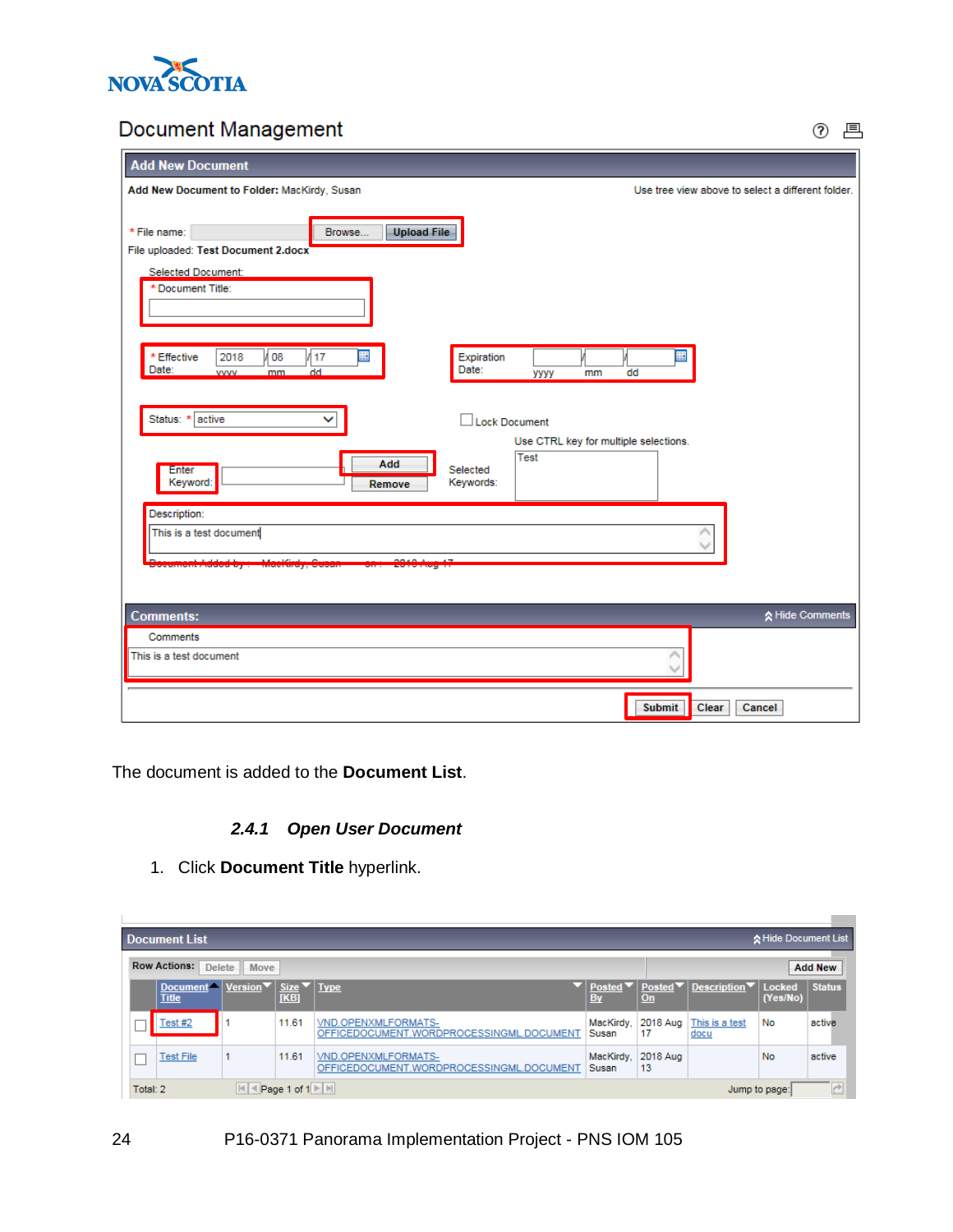# Document Management

**Add New Document**

**Add New Document to Folder:** MacKirdy, Susan

Use tree view above to select a different folder.

* File name: [Browse...] [Upload File]

File uploaded: **Test Document 2.docx**

Selected Document:

* Document Title:

* Effective Date: 2018 / 08 / 17 (yyyy mm dd)

Expiration Date: yyyy mm dd

Status: * active

Lock Document

Use CTRL key for multiple selections.

Enter Keyword: [Add] [Remove]

Selected Keywords: Test

Description:

This is a test document

Document Added by : MacKirdy, Susan on : 2018 Aug 17

**Comments:** Hide Comments

Comments

This is a test document

[Submit] [Clear] [Cancel]

The document is added to the **Document List**.

### *2.4.1 Open User Document*

1. Click **Document Title** hyperlink.

**Document List** — Hide Document List

Row Actions: Delete Move — Add New

| | Document Title | Version | Size [KB] | Type | Posted By | Posted On | Description | Locked (Yes/No) | Status |
|---|---|---|---|---|---|---|---|---|---|
| ☐ | Test #2 | 1 | 11.61 | VND.OPENXMLFORMATS-OFFICEDOCUMENT.WORDPROCESSINGML.DOCUMENT | MacKirdy, Susan | 2018 Aug 17 | This is a test docu | No | active |
| ☐ | Test File | 1 | 11.61 | VND.OPENXMLFORMATS-OFFICEDOCUMENT.WORDPROCESSINGML.DOCUMENT | MacKirdy, Susan | 2018 Aug 13 | | No | active |

Total: 2 Page 1 of 1 Jump to page: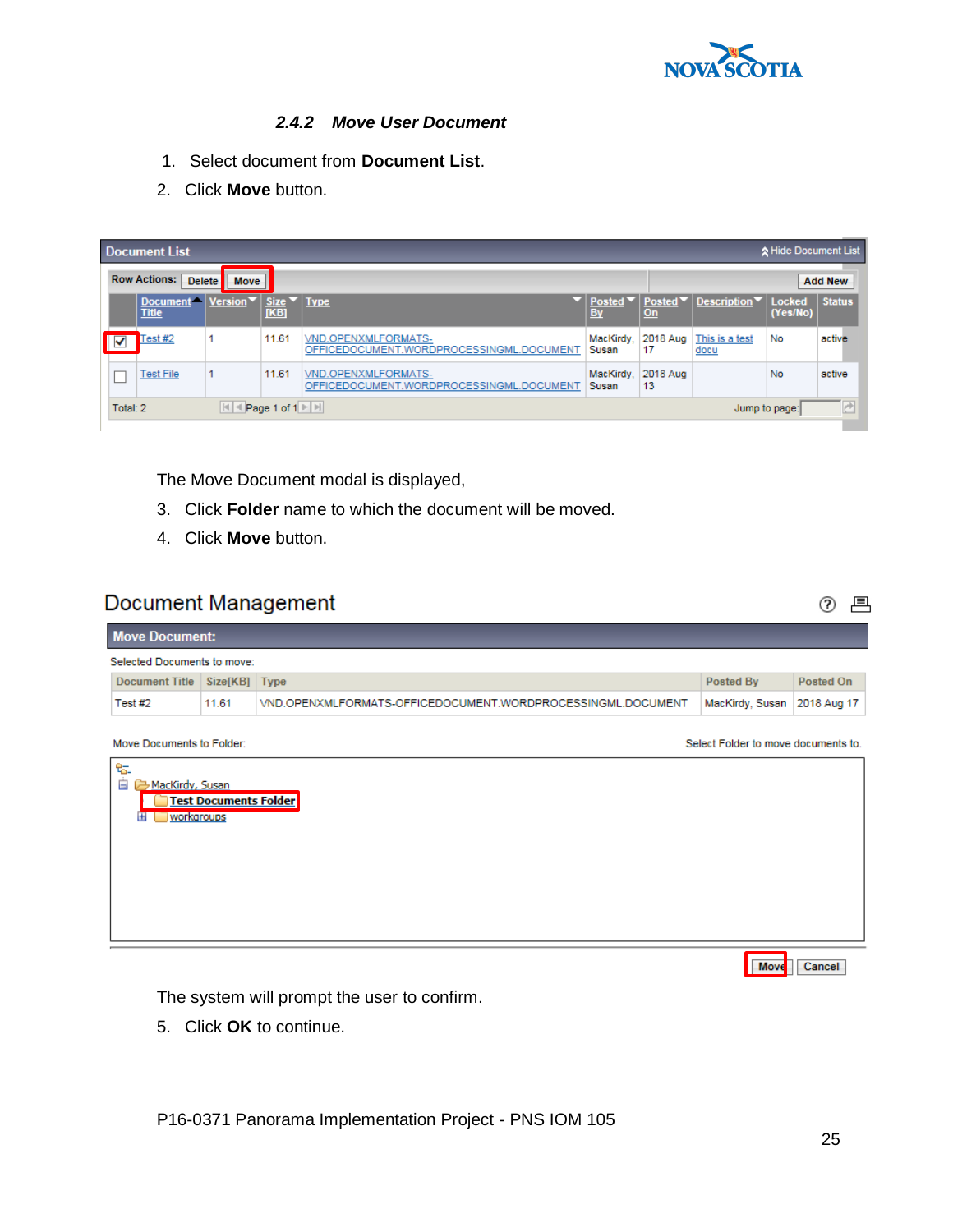### 2.4.2 Move User Document

1. Select document from **Document List**.
2. Click **Move** button.

Document List

Row Actions: Delete Move

Add New

| | Document Title | Version | Size [KB] | Type | Posted By | Posted On | Description | Locked (Yes/No) | Status |
|---|---|---|---|---|---|---|---|---|---|
| ☑ | Test #2 | 1 | 11.61 | VND.OPENXMLFORMATS-OFFICEDOCUMENT.WORDPROCESSINGML.DOCUMENT | MacKirdy, Susan | 2018 Aug 17 | This is a test docu | No | active |
| ☐ | Test File | 1 | 11.61 | VND.OPENXMLFORMATS-OFFICEDOCUMENT.WORDPROCESSINGML.DOCUMENT | MacKirdy, Susan | 2018 Aug 13 | | No | active |

Total: 2 Page 1 of 1 Jump to page:

The Move Document modal is displayed,

3. Click **Folder** name to which the document will be moved.
4. Click **Move** button.

Document Management

Move Document:

Selected Documents to move:

| Document Title | Size[KB] | Type | Posted By | Posted On |
|---|---|---|---|---|
| Test #2 | 11.61 | VND.OPENXMLFORMATS-OFFICEDOCUMENT.WORDPROCESSINGML.DOCUMENT | MacKirdy, Susan | 2018 Aug 17 |

Move Documents to Folder: Select Folder to move documents to.

- MacKirdy, Susan
  - Test Documents Folder
  - workgroups

Move Cancel

The system will prompt the user to confirm.

5. Click **OK** to continue.

P16-0371 Panorama Implementation Project - PNS IOM 105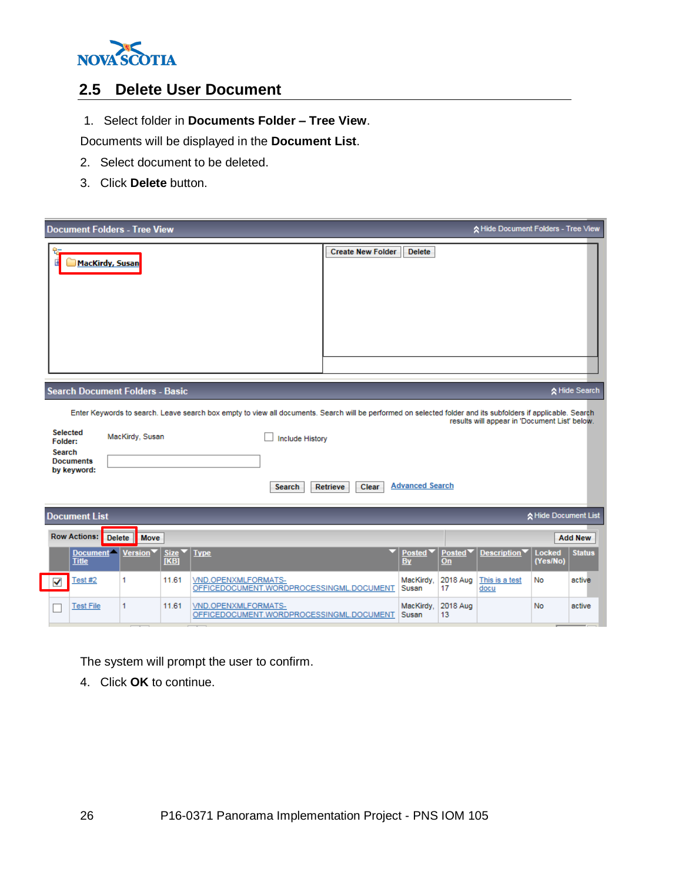## 2.5 Delete User Document

1. Select folder in **Documents Folder – Tree View**.

Documents will be displayed in the **Document List**.

2. Select document to be deleted.
3. Click **Delete** button.

The system will prompt the user to confirm.

4. Click **OK** to continue.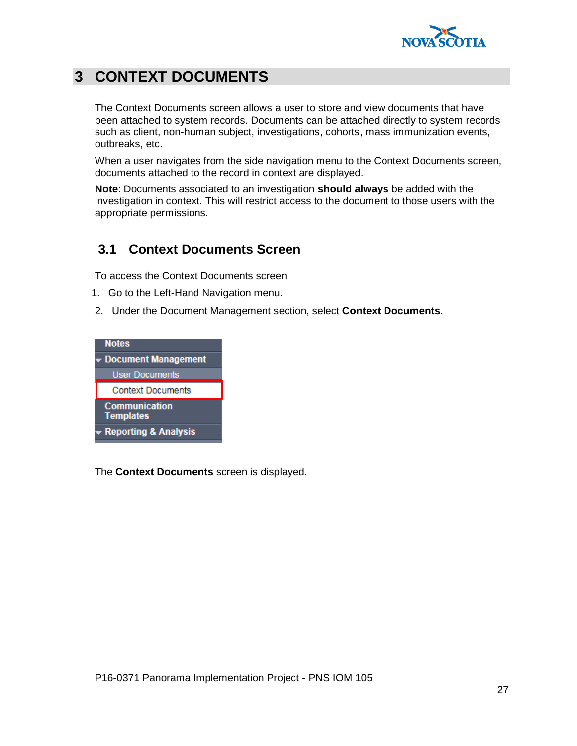# 3 CONTEXT DOCUMENTS

The Context Documents screen allows a user to store and view documents that have been attached to system records. Documents can be attached directly to system records such as client, non-human subject, investigations, cohorts, mass immunization events, outbreaks, etc.

When a user navigates from the side navigation menu to the Context Documents screen, documents attached to the record in context are displayed.

**Note**: Documents associated to an investigation **should always** be added with the investigation in context. This will restrict access to the document to those users with the appropriate permissions.

## 3.1 Context Documents Screen

To access the Context Documents screen

1. Go to the Left-Hand Navigation menu.
2. Under the Document Management section, select **Context Documents**.

The **Context Documents** screen is displayed.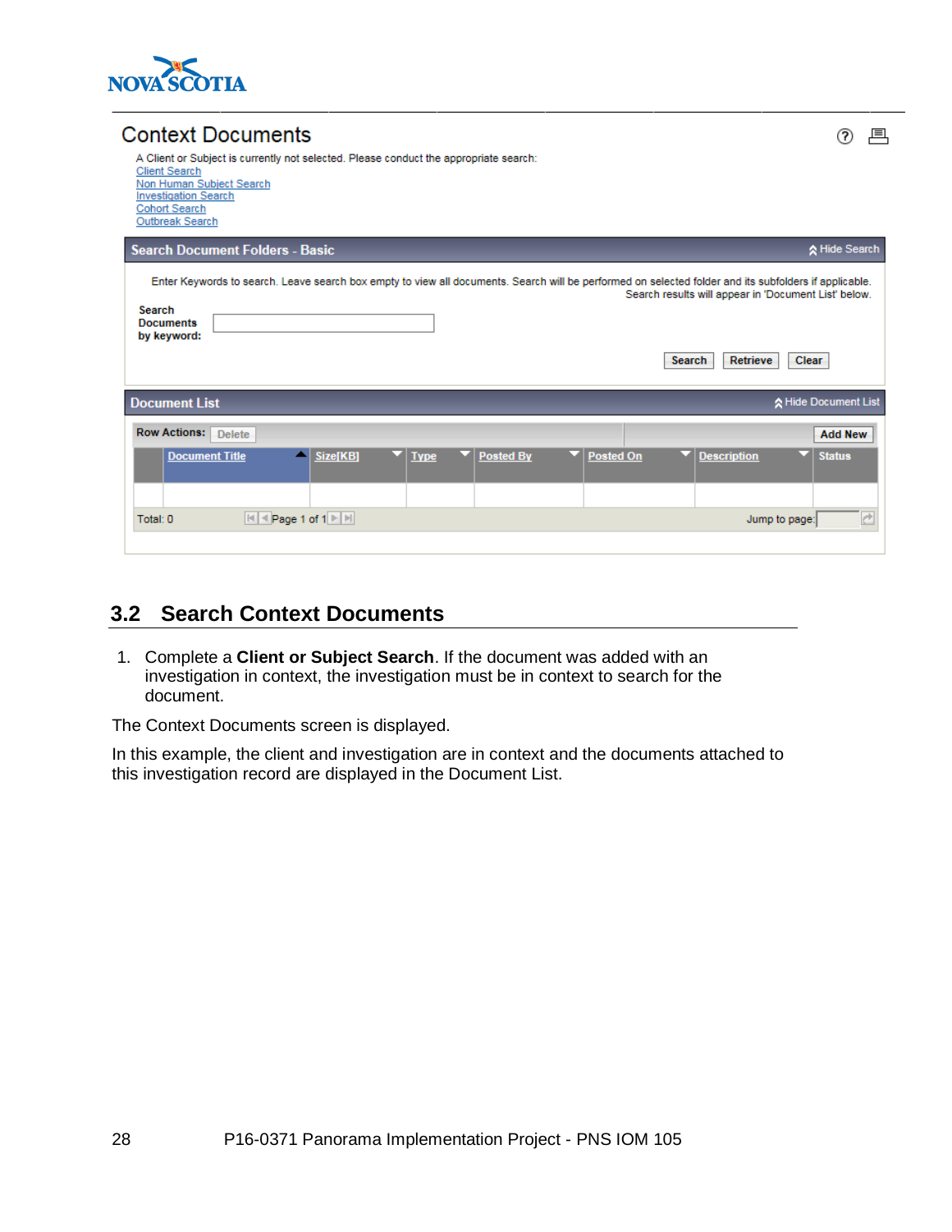# Context Documents

A Client or Subject is currently not selected. Please conduct the appropriate search:
Client Search
Non Human Subject Search
Investigation Search
Cohort Search
Outbreak Search

**Search Document Folders - Basic** — Hide Search

Enter Keywords to search. Leave search box empty to view all documents. Search will be performed on selected folder and its subfolders if applicable. Search results will appear in 'Document List' below.

**Search Documents by keyword:**

Search | Retrieve | Clear

**Document List** — Hide Document List

Row Actions: Delete — Add New

| | Document Title | Size[KB] | Type | Posted By | Posted On | Description | Status |
|---|---|---|---|---|---|---|---|
| | | | | | | | |

Total: 0 — Page 1 of 1 — Jump to page:

## 3.2 Search Context Documents

1. Complete a **Client or Subject Search**. If the document was added with an investigation in context, the investigation must be in context to search for the document.

The Context Documents screen is displayed.

In this example, the client and investigation are in context and the documents attached to this investigation record are displayed in the Document List.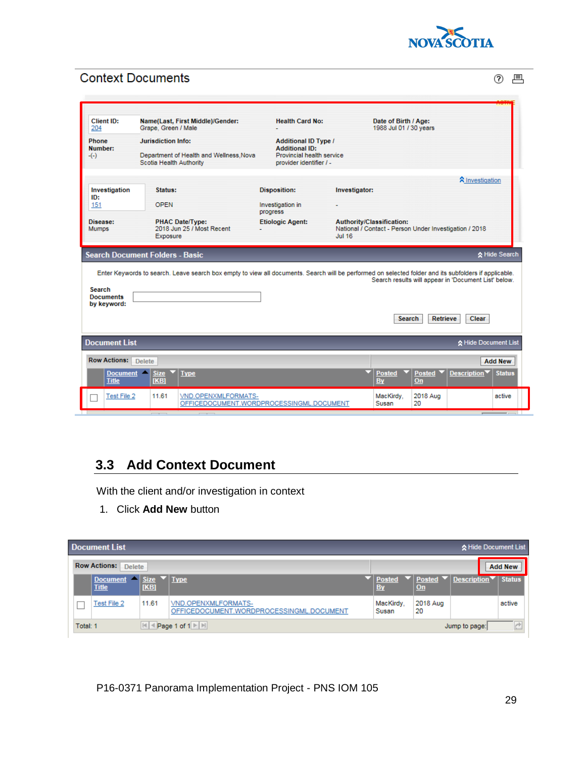Context Documents

| Client ID: 204 | Name(Last, First Middle)/Gender: Grape, Green / Male | Health Card No: - | Date of Birth / Age: 1988 Jul 01 / 30 years |
|---|---|---|---|
| Phone Number: -(-) | Jurisdiction Info: Department of Health and Wellness,Nova Scotia Health Authority | Additional ID Type / Additional ID: Provincial health service provider identifier / - | |

| Investigation ID: 151 | Status: OPEN | Disposition: Investigation in progress | Investigator: - |
|---|---|---|---|
| Disease: Mumps | PHAC Date/Type: 2018 Jun 25 / Most Recent Exposure | Etiologic Agent: - | Authority/Classification: National / Contact - Person Under Investigation / 2018 Jul 16 |

Search Document Folders - Basic

Enter Keywords to search. Leave search box empty to view all documents. Search will be performed on selected folder and its subfolders if applicable. Search results will appear in 'Document List' below.

Search Documents by keyword:

Search | Retrieve | Clear

Document List

Row Actions: Delete | Add New

| | Document Title | Size [KB] | Type | Posted By | Posted On | Description | Status |
|---|---|---|---|---|---|---|---|
| ☐ | Test File 2 | 11.61 | VND.OPENXMLFORMATS-OFFICEDOCUMENT.WORDPROCESSINGML.DOCUMENT | MacKirdy, Susan | 2018 Aug 20 | | active |

## 3.3 Add Context Document

With the client and/or investigation in context

1. Click **Add New** button

Document List

Row Actions: Delete | Add New

| | Document Title | Size [KB] | Type | Posted By | Posted On | Description | Status |
|---|---|---|---|---|---|---|---|
| ☐ | Test File 2 | 11.61 | VND.OPENXMLFORMATS-OFFICEDOCUMENT.WORDPROCESSINGML.DOCUMENT | MacKirdy, Susan | 2018 Aug 20 | | active |

Total: 1 Page 1 of 1 Jump to page: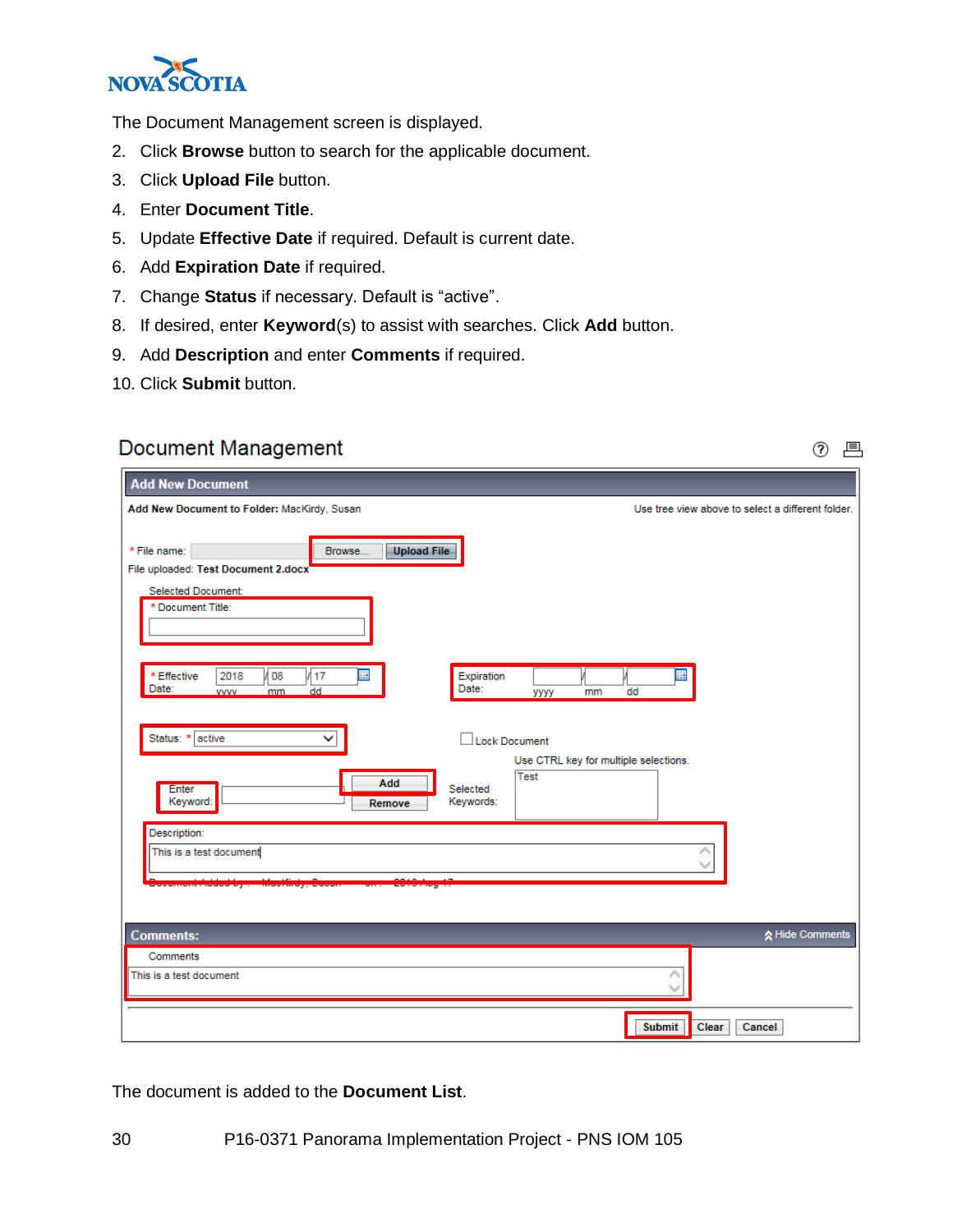The Document Management screen is displayed.

2. Click **Browse** button to search for the applicable document.
3. Click **Upload File** button.
4. Enter **Document Title**.
5. Update **Effective Date** if required. Default is current date.
6. Add **Expiration Date** if required.
7. Change **Status** if necessary. Default is "active".
8. If desired, enter **Keyword**(s) to assist with searches. Click **Add** button.
9. Add **Description** and enter **Comments** if required.
10. Click **Submit** button.

Document Management

**Add New Document**

**Add New Document to Folder:** MacKirdy, Susan

Use tree view above to select a different folder.

\* File name: Browse... Upload File

File uploaded: **Test Document 2.docx**

Selected Document:

\* Document Title:

\* Effective Date: 2018 / 08 / 17 (yyyy mm dd)

Expiration Date: yyyy mm dd

Status: \* active

Lock Document

Use CTRL key for multiple selections.

Enter Keyword: Add Remove

Selected Keywords: Test

Description:

This is a test document

**Comments:** Hide Comments

Comments

This is a test document

Submit Clear Cancel

The document is added to the **Document List**.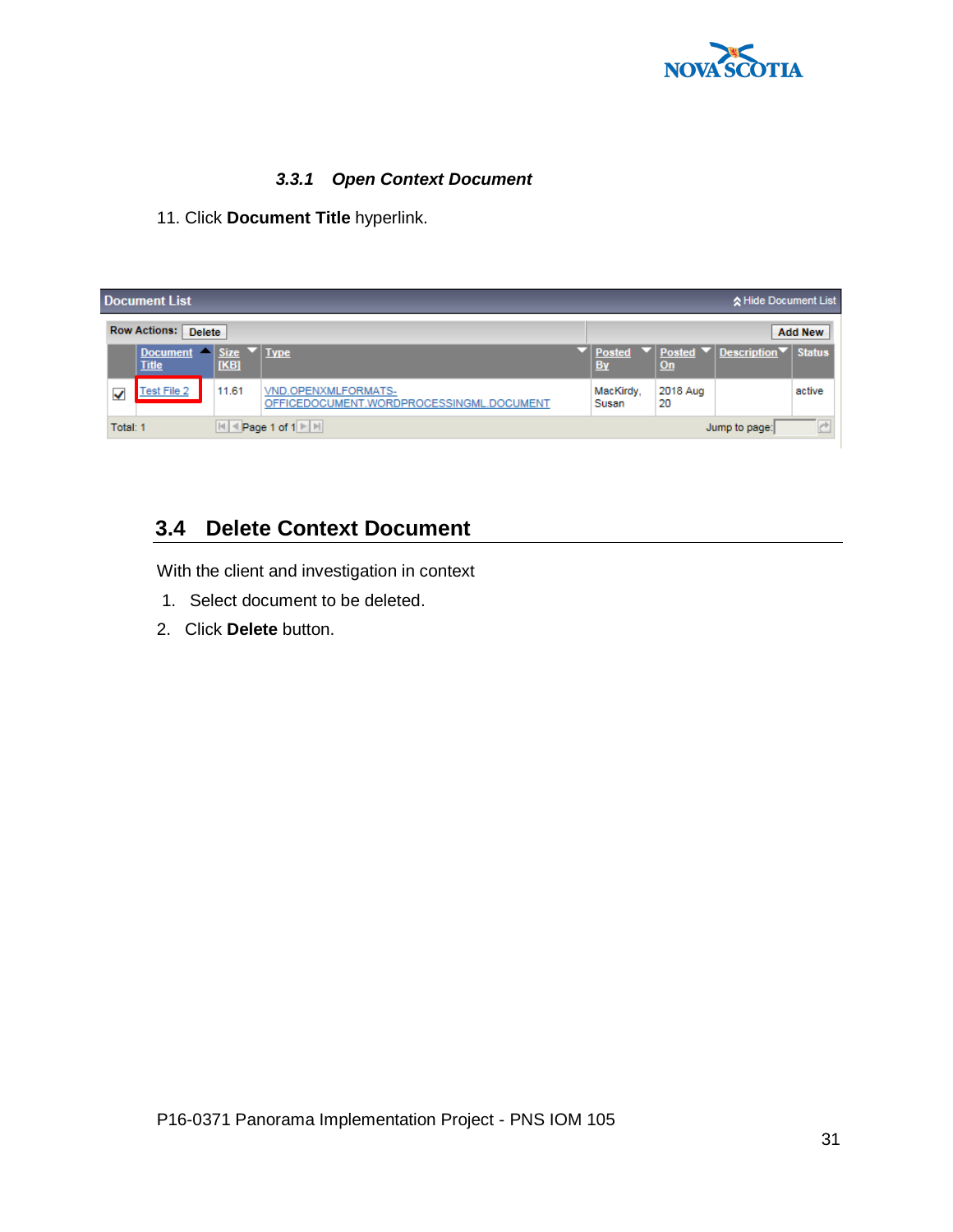### *3.3.1 Open Context Document*

11. Click **Document Title** hyperlink.

**Document List** | Hide Document List

Row Actions: Delete | Add New

| | Document Title | Size [KB] | Type | Posted By | Posted On | Description | Status |
|---|---|---|---|---|---|---|---|
| ☑ | Test File 2 | 11.61 | VND.OPENXMLFORMATS-OFFICEDOCUMENT.WORDPROCESSINGML.DOCUMENT | MacKirdy, Susan | 2018 Aug 20 | | active |

Total: 1 | Page 1 of 1 | Jump to page:

## 3.4 Delete Context Document

With the client and investigation in context

1. Select document to be deleted.
2. Click **Delete** button.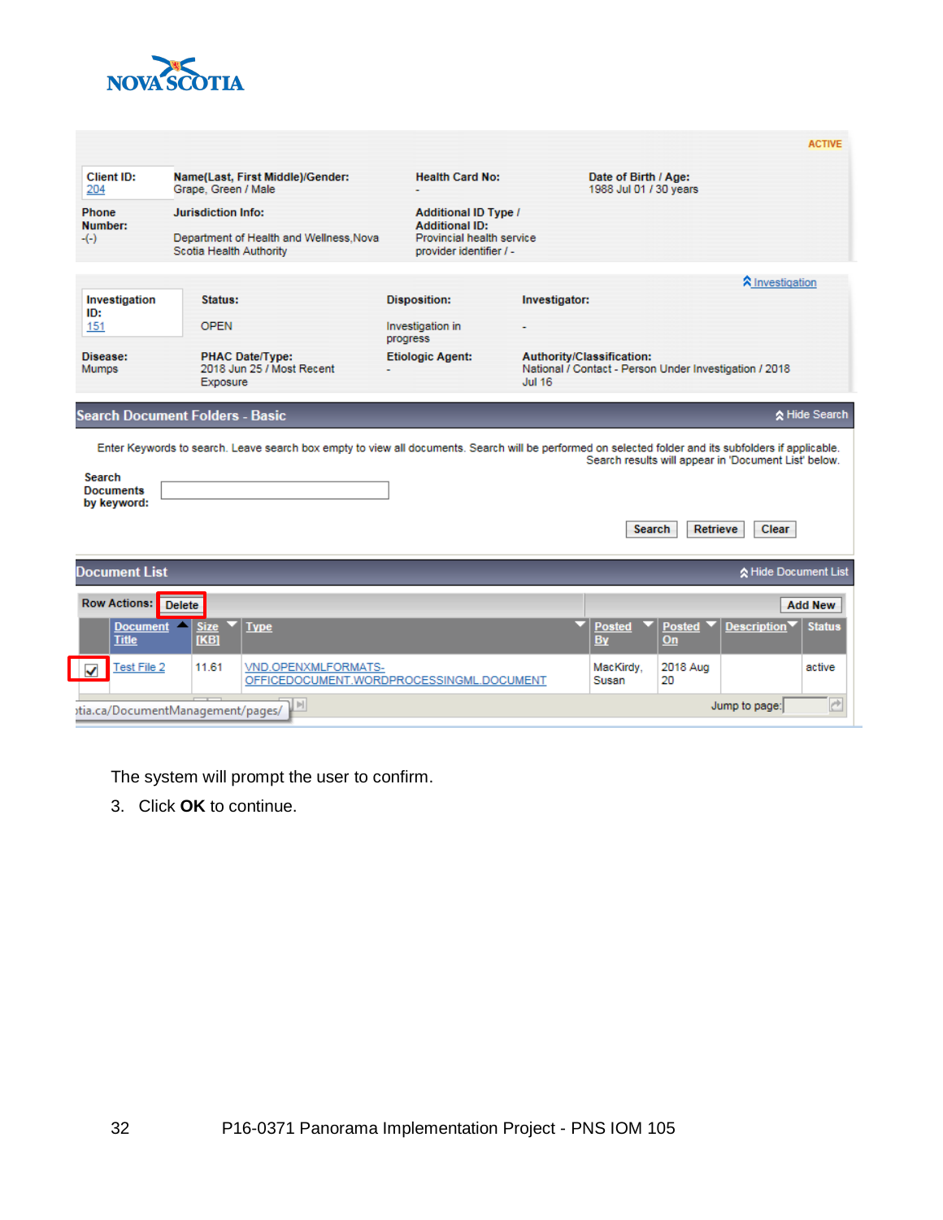NOVA SCOTIA

ACTIVE

| | | | |
|---|---|---|---|
| Client ID: 204 | Name(Last, First Middle)/Gender: Grape, Green / Male | Health Card No: - | Date of Birth / Age: 1988 Jul 01 / 30 years |
| Phone Number: -(-) | Jurisdiction Info: Department of Health and Wellness,Nova Scotia Health Authority | Additional ID Type / Additional ID: Provincial health service provider identifier / - | |

Investigation

| | | | |
|---|---|---|---|
| Investigation ID: 151 | Status: OPEN | Disposition: Investigation in progress | Investigator: - |
| Disease: Mumps | PHAC Date/Type: 2018 Jun 25 / Most Recent Exposure | Etiologic Agent: - | Authority/Classification: National / Contact - Person Under Investigation / 2018 Jul 16 |

**Search Document Folders - Basic** — Hide Search

Enter Keywords to search. Leave search box empty to view all documents. Search will be performed on selected folder and its subfolders if applicable. Search results will appear in 'Document List' below.

Search Documents by keyword:

Search | Retrieve | Clear

**Document List** — Hide Document List

Row Actions: Delete — Add New

| | Document Title | Size [KB] | Type | Posted By | Posted On | Description | Status |
|---|---|---|---|---|---|---|---|
| ☑ | Test File 2 | 11.61 | VND.OPENXMLFORMATS-OFFICEDOCUMENT.WORDPROCESSINGML.DOCUMENT | MacKirdy, Susan | 2018 Aug 20 | | active |

Jump to page:

The system will prompt the user to confirm.

3. Click **OK** to continue.